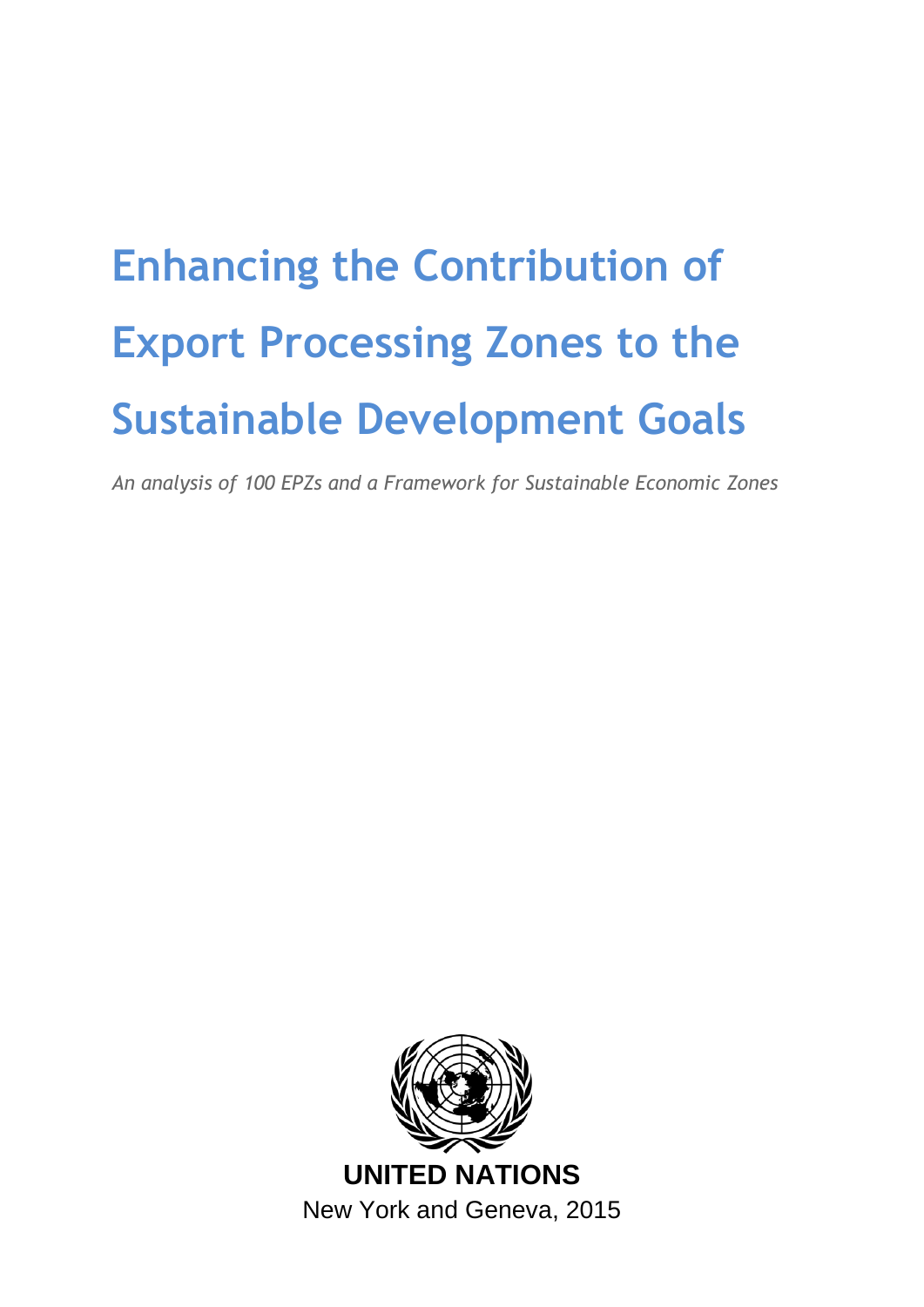# Enhancing the Contribution of Export Processing Zones to the Sustainable Development Goals

*An analysis of 100 EPZs and a Framework for Sustainable Economic Zones*

**UNITED NATIONS**

New York and Geneva, 2015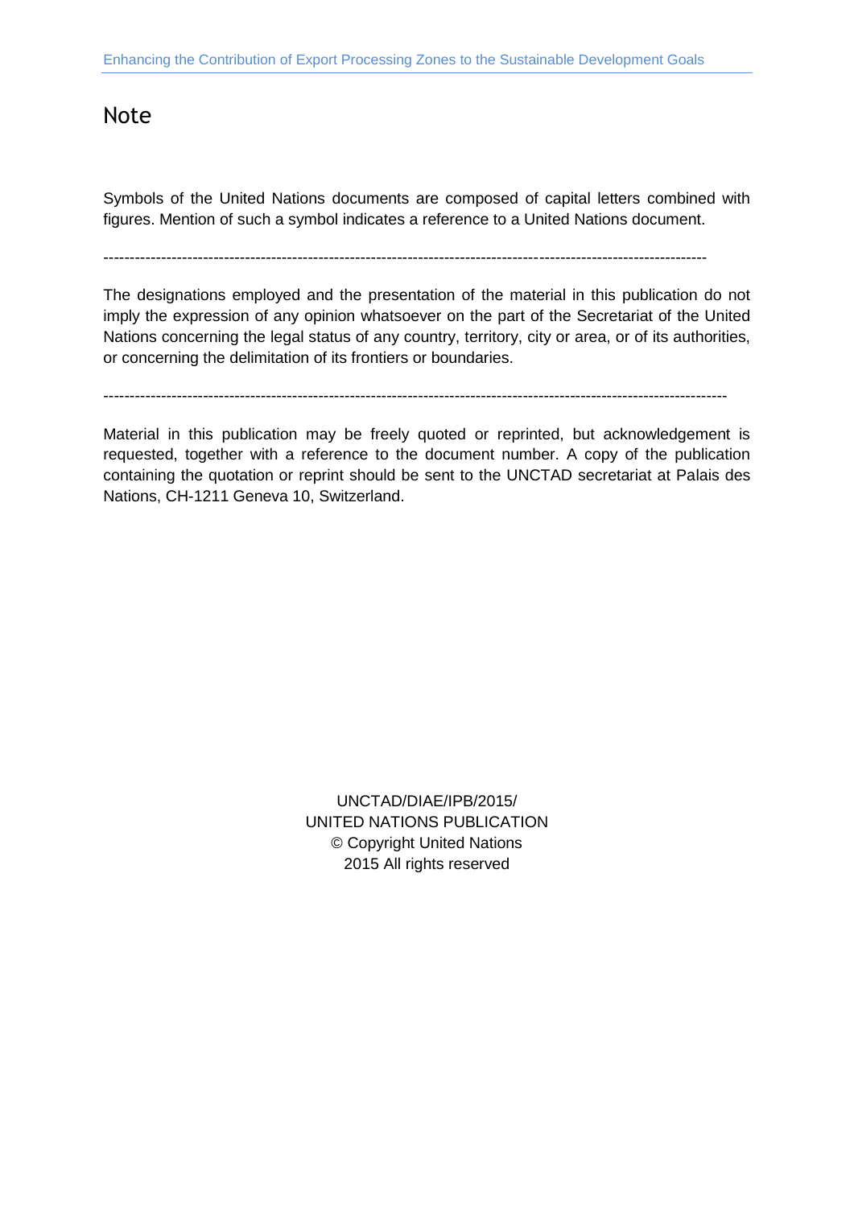# Note

Symbols of the United Nations documents are composed of capital letters combined with figures. Mention of such a symbol indicates a reference to a United Nations document.

---

The designations employed and the presentation of the material in this publication do not imply the expression of any opinion whatsoever on the part of the Secretariat of the United Nations concerning the legal status of any country, territory, city or area, or of its authorities, or concerning the delimitation of its frontiers or boundaries.

---

Material in this publication may be freely quoted or reprinted, but acknowledgement is requested, together with a reference to the document number. A copy of the publication containing the quotation or reprint should be sent to the UNCTAD secretariat at Palais des Nations, CH-1211 Geneva 10, Switzerland.

UNCTAD/DIAE/IPB/2015/
UNITED NATIONS PUBLICATION
© Copyright United Nations
2015 All rights reserved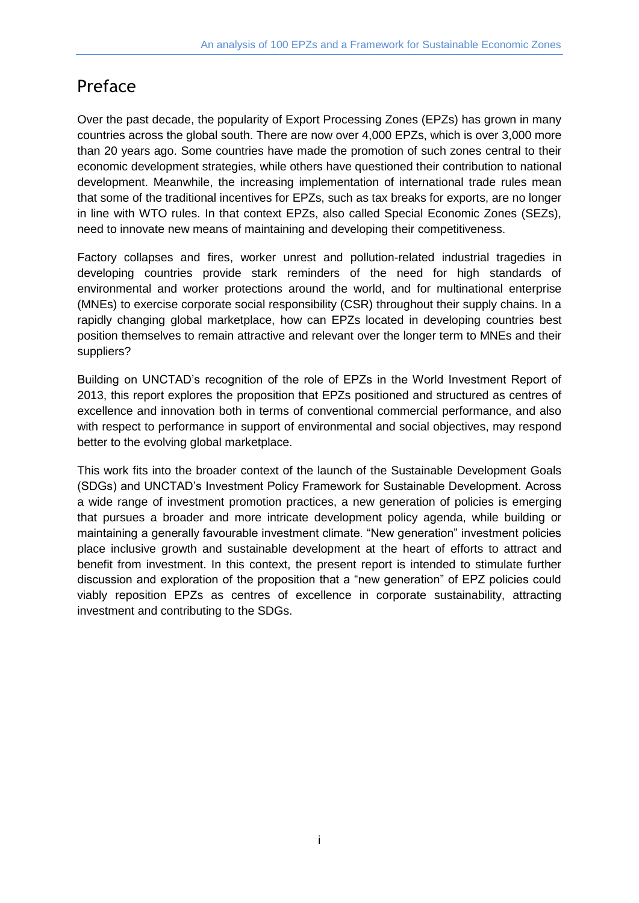# Preface

Over the past decade, the popularity of Export Processing Zones (EPZs) has grown in many countries across the global south. There are now over 4,000 EPZs, which is over 3,000 more than 20 years ago. Some countries have made the promotion of such zones central to their economic development strategies, while others have questioned their contribution to national development. Meanwhile, the increasing implementation of international trade rules mean that some of the traditional incentives for EPZs, such as tax breaks for exports, are no longer in line with WTO rules. In that context EPZs, also called Special Economic Zones (SEZs), need to innovate new means of maintaining and developing their competitiveness.

Factory collapses and fires, worker unrest and pollution-related industrial tragedies in developing countries provide stark reminders of the need for high standards of environmental and worker protections around the world, and for multinational enterprise (MNEs) to exercise corporate social responsibility (CSR) throughout their supply chains. In a rapidly changing global marketplace, how can EPZs located in developing countries best position themselves to remain attractive and relevant over the longer term to MNEs and their suppliers?

Building on UNCTAD's recognition of the role of EPZs in the World Investment Report of 2013, this report explores the proposition that EPZs positioned and structured as centres of excellence and innovation both in terms of conventional commercial performance, and also with respect to performance in support of environmental and social objectives, may respond better to the evolving global marketplace.

This work fits into the broader context of the launch of the Sustainable Development Goals (SDGs) and UNCTAD's Investment Policy Framework for Sustainable Development. Across a wide range of investment promotion practices, a new generation of policies is emerging that pursues a broader and more intricate development policy agenda, while building or maintaining a generally favourable investment climate. "New generation" investment policies place inclusive growth and sustainable development at the heart of efforts to attract and benefit from investment. In this context, the present report is intended to stimulate further discussion and exploration of the proposition that a "new generation" of EPZ policies could viably reposition EPZs as centres of excellence in corporate sustainability, attracting investment and contributing to the SDGs.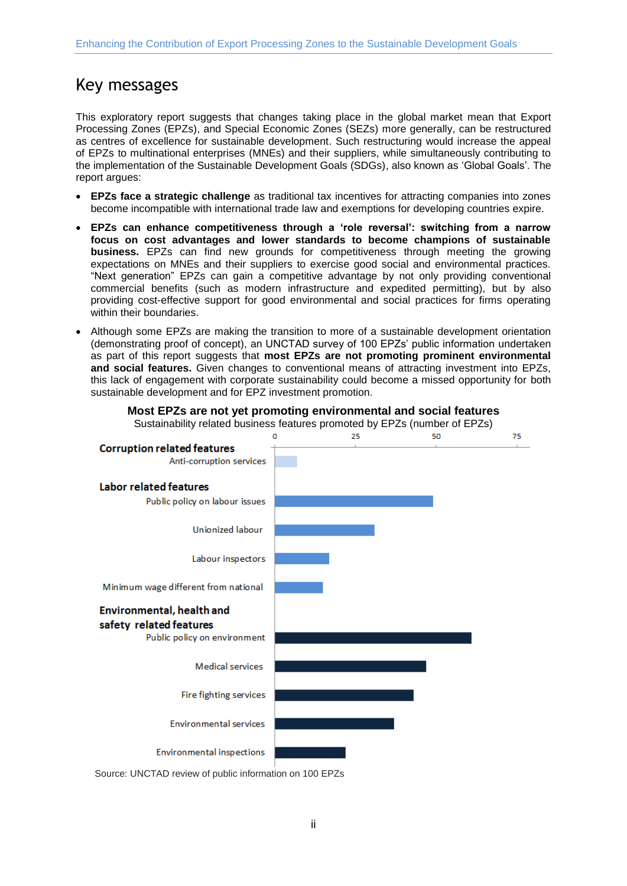# Key messages

This exploratory report suggests that changes taking place in the global market mean that Export Processing Zones (EPZs), and Special Economic Zones (SEZs) more generally, can be restructured as centres of excellence for sustainable development. Such restructuring would increase the appeal of EPZs to multinational enterprises (MNEs) and their suppliers, while simultaneously contributing to the implementation of the Sustainable Development Goals (SDGs), also known as 'Global Goals'. The report argues:

- **EPZs face a strategic challenge** as traditional tax incentives for attracting companies into zones become incompatible with international trade law and exemptions for developing countries expire.
- **EPZs can enhance competitiveness through a 'role reversal': switching from a narrow focus on cost advantages and lower standards to become champions of sustainable business.** EPZs can find new grounds for competitiveness through meeting the growing expectations on MNEs and their suppliers to exercise good social and environmental practices. "Next generation" EPZs can gain a competitive advantage by not only providing conventional commercial benefits (such as modern infrastructure and expedited permitting), but by also providing cost-effective support for good environmental and social practices for firms operating within their boundaries.
- Although some EPZs are making the transition to more of a sustainable development orientation (demonstrating proof of concept), an UNCTAD survey of 100 EPZs' public information undertaken as part of this report suggests that **most EPZs are not promoting prominent environmental and social features.** Given changes to conventional means of attracting investment into EPZs, this lack of engagement with corporate sustainability could become a missed opportunity for both sustainable development and for EPZ investment promotion.

**Most EPZs are not yet promoting environmental and social features**

Sustainability related business features promoted by EPZs (number of EPZs)

| Feature | Number of EPZs (approx.) |
|---|---|
| **Corruption related features** | |
| Anti-corruption services | 7 |
| **Labor related features** | |
| Public policy on labour issues | 49 |
| Unionized labour | 31 |
| Labour inspectors | 17 |
| Minimum wage different from national | 15 |
| **Environmental, health and safety related features** | |
| Public policy on environment | 61 |
| Medical services | 47 |
| Fire fighting services | 43 |
| Environmental services | 37 |
| Environmental inspections | 22 |

Source: UNCTAD review of public information on 100 EPZs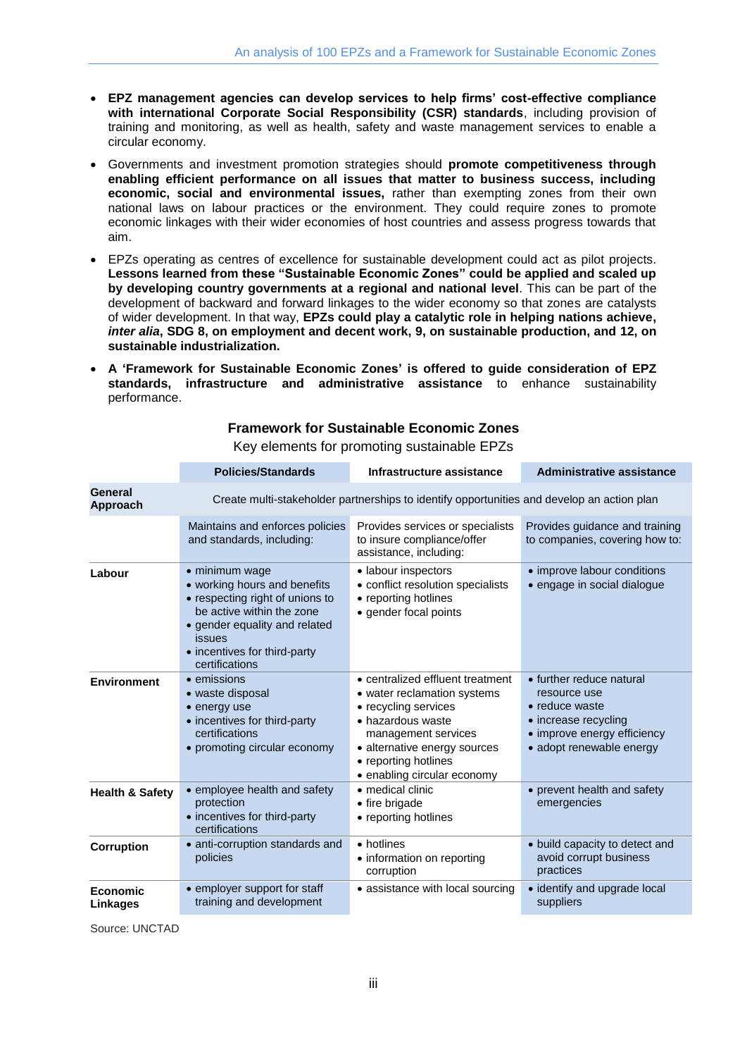- **EPZ management agencies can develop services to help firms' cost-effective compliance with international Corporate Social Responsibility (CSR) standards**, including provision of training and monitoring, as well as health, safety and waste management services to enable a circular economy.

- Governments and investment promotion strategies should **promote competitiveness through enabling efficient performance on all issues that matter to business success, including economic, social and environmental issues,** rather than exempting zones from their own national laws on labour practices or the environment. They could require zones to promote economic linkages with their wider economies of host countries and assess progress towards that aim.

- EPZs operating as centres of excellence for sustainable development could act as pilot projects. **Lessons learned from these "Sustainable Economic Zones" could be applied and scaled up by developing country governments at a regional and national level**. This can be part of the development of backward and forward linkages to the wider economy so that zones are catalysts of wider development. In that way, **EPZs could play a catalytic role in helping nations achieve, *inter alia*, SDG 8, on employment and decent work, 9, on sustainable production, and 12, on sustainable industrialization.**

- **A 'Framework for Sustainable Economic Zones' is offered to guide consideration of EPZ standards, infrastructure and administrative assistance** to enhance sustainability performance.

**Framework for Sustainable Economic Zones**

Key elements for promoting sustainable EPZs

| | Policies/Standards | Infrastructure assistance | Administrative assistance |
|---|---|---|---|
| **General Approach** | Create multi-stakeholder partnerships to identify opportunities and develop an action plan | | |
| | Maintains and enforces policies and standards, including: | Provides services or specialists to insure compliance/offer assistance, including: | Provides guidance and training to companies, covering how to: |
| **Labour** | • minimum wage<br>• working hours and benefits<br>• respecting right of unions to be active within the zone<br>• gender equality and related issues<br>• incentives for third-party certifications | • labour inspectors<br>• conflict resolution specialists<br>• reporting hotlines<br>• gender focal points | • improve labour conditions<br>• engage in social dialogue |
| **Environment** | • emissions<br>• waste disposal<br>• energy use<br>• incentives for third-party certifications<br>• promoting circular economy | • centralized effluent treatment<br>• water reclamation systems<br>• recycling services<br>• hazardous waste management services<br>• alternative energy sources<br>• reporting hotlines<br>• enabling circular economy | • further reduce natural resource use<br>• reduce waste<br>• increase recycling<br>• improve energy efficiency<br>• adopt renewable energy |
| **Health & Safety** | • employee health and safety protection<br>• incentives for third-party certifications | • medical clinic<br>• fire brigade<br>• reporting hotlines | • prevent health and safety emergencies |
| **Corruption** | • anti-corruption standards and policies | • hotlines<br>• information on reporting corruption | • build capacity to detect and avoid corrupt business practices |
| **Economic Linkages** | • employer support for staff training and development | • assistance with local sourcing | • identify and upgrade local suppliers |

Source: UNCTAD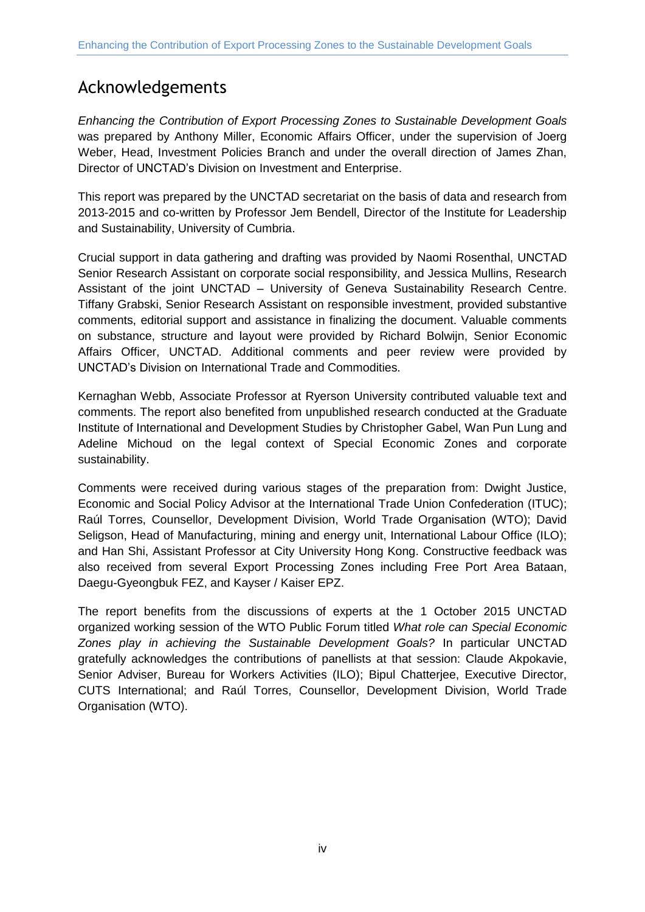# Acknowledgements

*Enhancing the Contribution of Export Processing Zones to Sustainable Development Goals* was prepared by Anthony Miller, Economic Affairs Officer, under the supervision of Joerg Weber, Head, Investment Policies Branch and under the overall direction of James Zhan, Director of UNCTAD's Division on Investment and Enterprise.

This report was prepared by the UNCTAD secretariat on the basis of data and research from 2013-2015 and co-written by Professor Jem Bendell, Director of the Institute for Leadership and Sustainability, University of Cumbria.

Crucial support in data gathering and drafting was provided by Naomi Rosenthal, UNCTAD Senior Research Assistant on corporate social responsibility, and Jessica Mullins, Research Assistant of the joint UNCTAD – University of Geneva Sustainability Research Centre. Tiffany Grabski, Senior Research Assistant on responsible investment, provided substantive comments, editorial support and assistance in finalizing the document. Valuable comments on substance, structure and layout were provided by Richard Bolwijn, Senior Economic Affairs Officer, UNCTAD. Additional comments and peer review were provided by UNCTAD's Division on International Trade and Commodities.

Kernaghan Webb, Associate Professor at Ryerson University contributed valuable text and comments. The report also benefited from unpublished research conducted at the Graduate Institute of International and Development Studies by Christopher Gabel, Wan Pun Lung and Adeline Michoud on the legal context of Special Economic Zones and corporate sustainability.

Comments were received during various stages of the preparation from: Dwight Justice, Economic and Social Policy Advisor at the International Trade Union Confederation (ITUC); Raúl Torres, Counsellor, Development Division, World Trade Organisation (WTO); David Seligson, Head of Manufacturing, mining and energy unit, International Labour Office (ILO); and Han Shi, Assistant Professor at City University Hong Kong. Constructive feedback was also received from several Export Processing Zones including Free Port Area Bataan, Daegu-Gyeongbuk FEZ, and Kayser / Kaiser EPZ.

The report benefits from the discussions of experts at the 1 October 2015 UNCTAD organized working session of the WTO Public Forum titled *What role can Special Economic Zones play in achieving the Sustainable Development Goals?* In particular UNCTAD gratefully acknowledges the contributions of panellists at that session: Claude Akpokavie, Senior Adviser, Bureau for Workers Activities (ILO); Bipul Chatterjee, Executive Director, CUTS International; and Raúl Torres, Counsellor, Development Division, World Trade Organisation (WTO).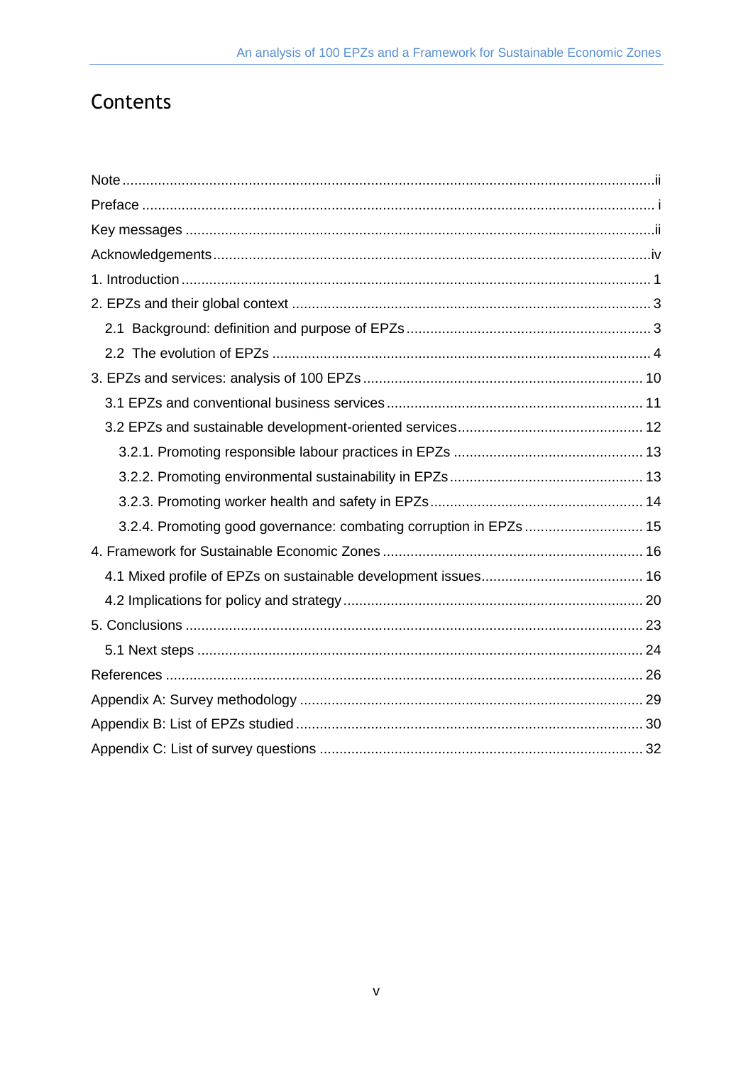# Contents

Note ....................................................................................................................................ii
Preface ................................................................................................................................. i
Key messages .....................................................................................................................ii
Acknowledgements .............................................................................................................iv
1. Introduction ...................................................................................................................... 1
2. EPZs and their global context .......................................................................................... 3
  2.1 Background: definition and purpose of EPZs ............................................................. 3
  2.2 The evolution of EPZs ............................................................................................... 4
3. EPZs and services: analysis of 100 EPZs ...................................................................... 10
  3.1 EPZs and conventional business services ................................................................ 11
  3.2 EPZs and sustainable development-oriented services .............................................. 12
    3.2.1. Promoting responsible labour practices in EPZs ................................................ 13
    3.2.2. Promoting environmental sustainability in EPZs ................................................. 13
    3.2.3. Promoting worker health and safety in EPZs ...................................................... 14
    3.2.4. Promoting good governance: combating corruption in EPZs ............................. 15
4. Framework for Sustainable Economic Zones ................................................................. 16
  4.1 Mixed profile of EPZs on sustainable development issues ......................................... 16
  4.2 Implications for policy and strategy ........................................................................... 20
5. Conclusions ................................................................................................................... 23
  5.1 Next steps ................................................................................................................ 24
References ........................................................................................................................ 26
Appendix A: Survey methodology ...................................................................................... 29
Appendix B: List of EPZs studied ....................................................................................... 30
Appendix C: List of survey questions ................................................................................. 32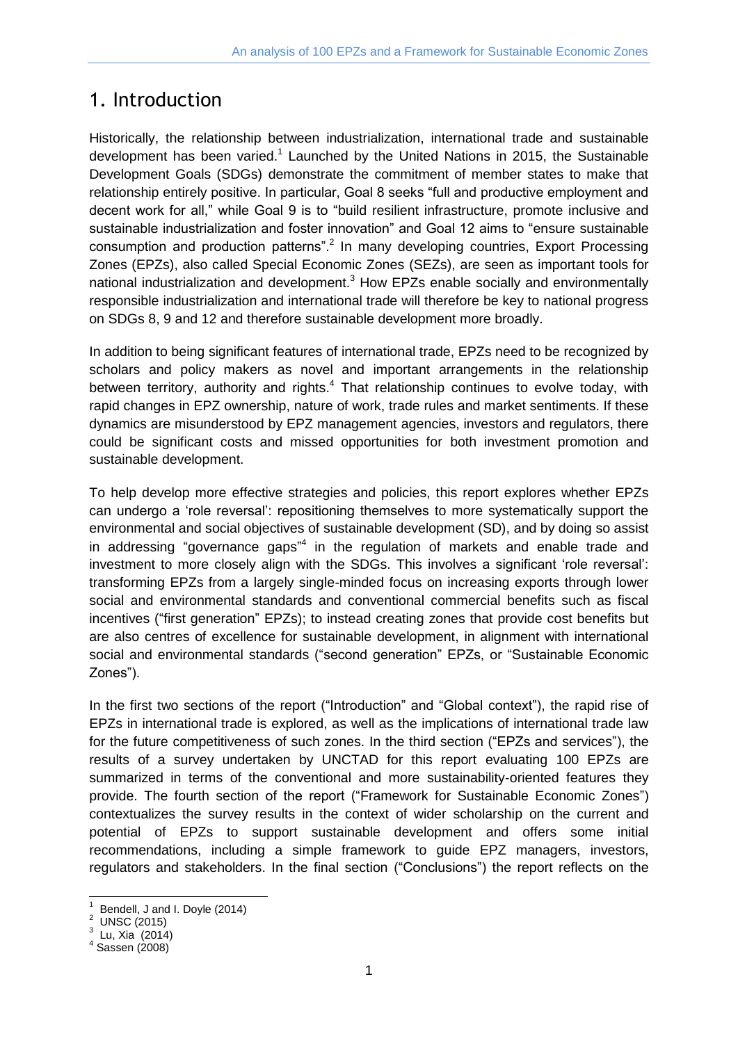# 1. Introduction

Historically, the relationship between industrialization, international trade and sustainable development has been varied.[1] Launched by the United Nations in 2015, the Sustainable Development Goals (SDGs) demonstrate the commitment of member states to make that relationship entirely positive. In particular, Goal 8 seeks "full and productive employment and decent work for all," while Goal 9 is to "build resilient infrastructure, promote inclusive and sustainable industrialization and foster innovation" and Goal 12 aims to "ensure sustainable consumption and production patterns".[2] In many developing countries, Export Processing Zones (EPZs), also called Special Economic Zones (SEZs), are seen as important tools for national industrialization and development.[3] How EPZs enable socially and environmentally responsible industrialization and international trade will therefore be key to national progress on SDGs 8, 9 and 12 and therefore sustainable development more broadly.

In addition to being significant features of international trade, EPZs need to be recognized by scholars and policy makers as novel and important arrangements in the relationship between territory, authority and rights.[4] That relationship continues to evolve today, with rapid changes in EPZ ownership, nature of work, trade rules and market sentiments. If these dynamics are misunderstood by EPZ management agencies, investors and regulators, there could be significant costs and missed opportunities for both investment promotion and sustainable development.

To help develop more effective strategies and policies, this report explores whether EPZs can undergo a 'role reversal': repositioning themselves to more systematically support the environmental and social objectives of sustainable development (SD), and by doing so assist in addressing "governance gaps"[4] in the regulation of markets and enable trade and investment to more closely align with the SDGs. This involves a significant 'role reversal': transforming EPZs from a largely single-minded focus on increasing exports through lower social and environmental standards and conventional commercial benefits such as fiscal incentives ("first generation" EPZs); to instead creating zones that provide cost benefits but are also centres of excellence for sustainable development, in alignment with international social and environmental standards ("second generation" EPZs, or "Sustainable Economic Zones").

In the first two sections of the report ("Introduction" and "Global context"), the rapid rise of EPZs in international trade is explored, as well as the implications of international trade law for the future competitiveness of such zones. In the third section ("EPZs and services"), the results of a survey undertaken by UNCTAD for this report evaluating 100 EPZs are summarized in terms of the conventional and more sustainability-oriented features they provide. The fourth section of the report ("Framework for Sustainable Economic Zones") contextualizes the survey results in the context of wider scholarship on the current and potential of EPZs to support sustainable development and offers some initial recommendations, including a simple framework to guide EPZ managers, investors, regulators and stakeholders. In the final section ("Conclusions") the report reflects on the

[1] Bendell, J and I. Doyle (2014)
[2] UNSC (2015)
[3] Lu, Xia (2014)
[4] Sassen (2008)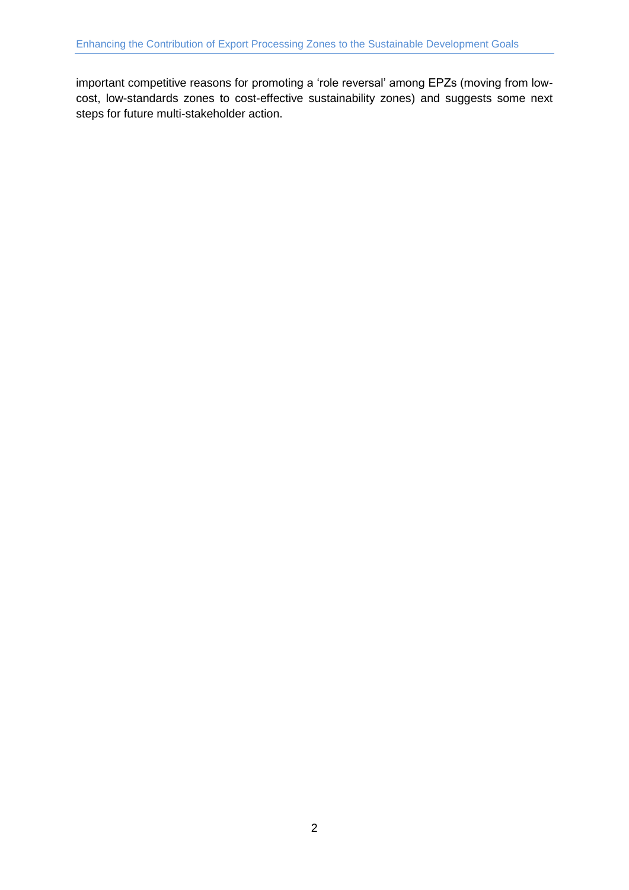important competitive reasons for promoting a 'role reversal' among EPZs (moving from low-cost, low-standards zones to cost-effective sustainability zones) and suggests some next steps for future multi-stakeholder action.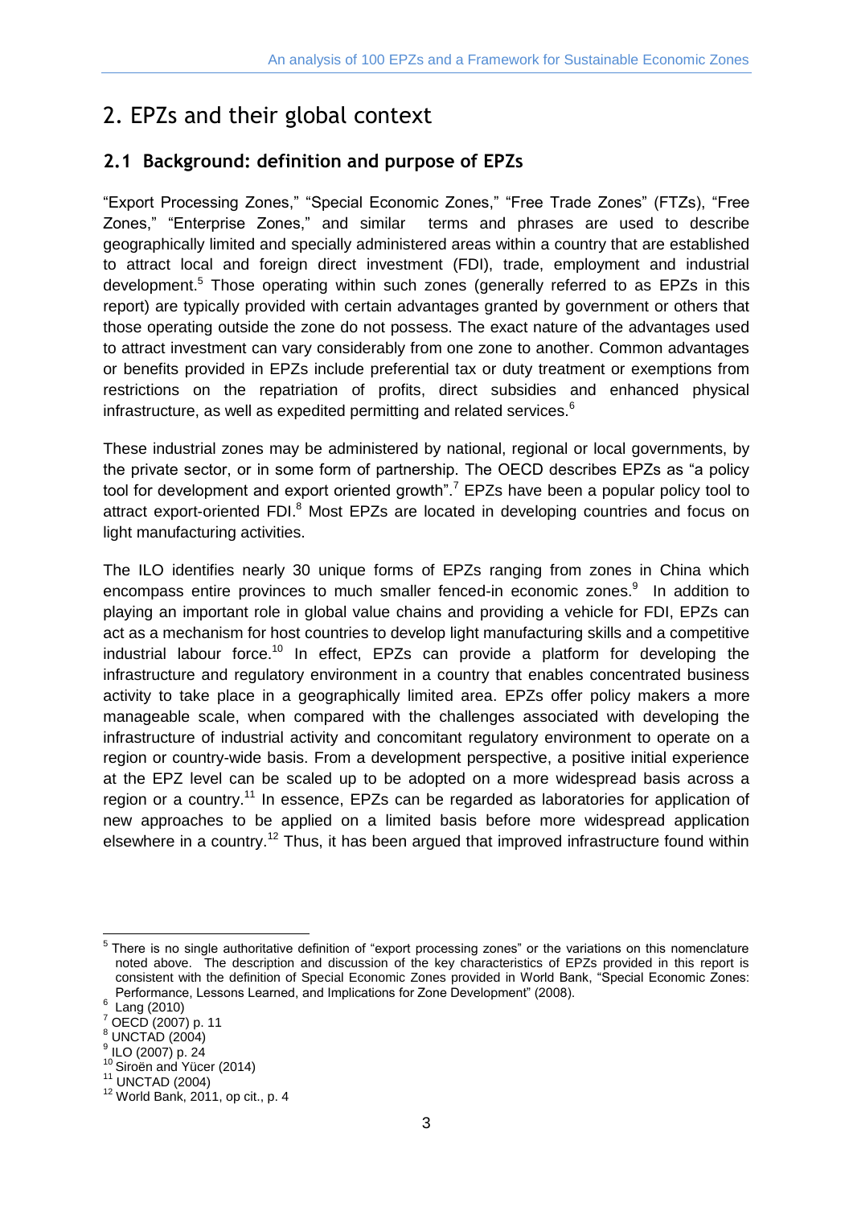# 2. EPZs and their global context

## 2.1 Background: definition and purpose of EPZs

"Export Processing Zones," "Special Economic Zones," "Free Trade Zones" (FTZs), "Free Zones," "Enterprise Zones," and similar terms and phrases are used to describe geographically limited and specially administered areas within a country that are established to attract local and foreign direct investment (FDI), trade, employment and industrial development.[5] Those operating within such zones (generally referred to as EPZs in this report) are typically provided with certain advantages granted by government or others that those operating outside the zone do not possess. The exact nature of the advantages used to attract investment can vary considerably from one zone to another. Common advantages or benefits provided in EPZs include preferential tax or duty treatment or exemptions from restrictions on the repatriation of profits, direct subsidies and enhanced physical infrastructure, as well as expedited permitting and related services.[6]

These industrial zones may be administered by national, regional or local governments, by the private sector, or in some form of partnership. The OECD describes EPZs as "a policy tool for development and export oriented growth".[7] EPZs have been a popular policy tool to attract export-oriented FDI.[8] Most EPZs are located in developing countries and focus on light manufacturing activities.

The ILO identifies nearly 30 unique forms of EPZs ranging from zones in China which encompass entire provinces to much smaller fenced-in economic zones.[9] In addition to playing an important role in global value chains and providing a vehicle for FDI, EPZs can act as a mechanism for host countries to develop light manufacturing skills and a competitive industrial labour force.[10] In effect, EPZs can provide a platform for developing the infrastructure and regulatory environment in a country that enables concentrated business activity to take place in a geographically limited area. EPZs offer policy makers a more manageable scale, when compared with the challenges associated with developing the infrastructure of industrial activity and concomitant regulatory environment to operate on a region or country-wide basis. From a development perspective, a positive initial experience at the EPZ level can be scaled up to be adopted on a more widespread basis across a region or a country.[11] In essence, EPZs can be regarded as laboratories for application of new approaches to be applied on a limited basis before more widespread application elsewhere in a country.[12] Thus, it has been argued that improved infrastructure found within

---

[5] There is no single authoritative definition of "export processing zones" or the variations on this nomenclature noted above. The description and discussion of the key characteristics of EPZs provided in this report is consistent with the definition of Special Economic Zones provided in World Bank, "Special Economic Zones: Performance, Lessons Learned, and Implications for Zone Development" (2008).

[6] Lang (2010)

[7] OECD (2007) p. 11

[8] UNCTAD (2004)

[9] ILO (2007) p. 24

[10] Siroën and Yücer (2014)

[11] UNCTAD (2004)

[12] World Bank, 2011, op cit., p. 4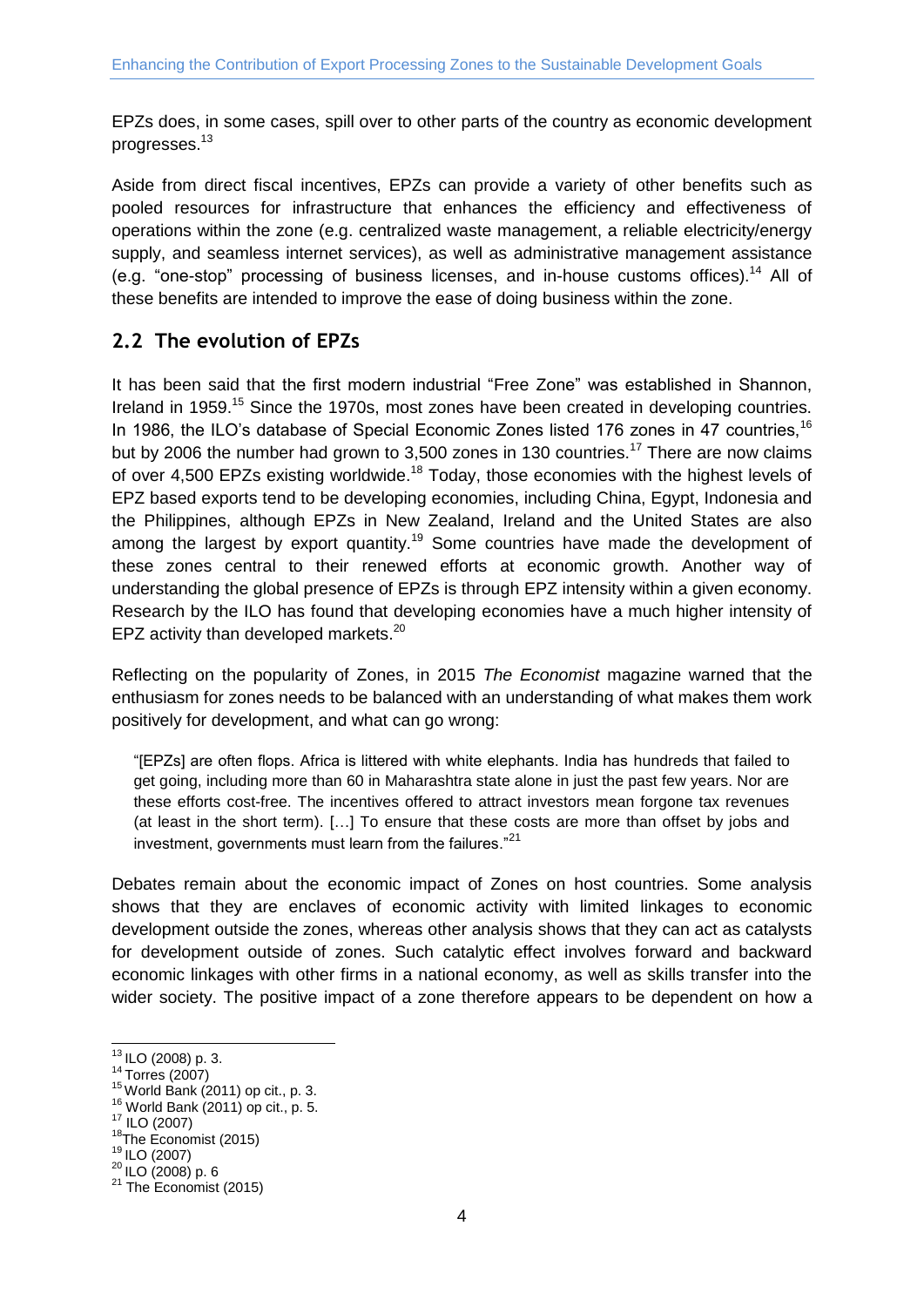EPZs does, in some cases, spill over to other parts of the country as economic development progresses.[13]

Aside from direct fiscal incentives, EPZs can provide a variety of other benefits such as pooled resources for infrastructure that enhances the efficiency and effectiveness of operations within the zone (e.g. centralized waste management, a reliable electricity/energy supply, and seamless internet services), as well as administrative management assistance (e.g. "one-stop" processing of business licenses, and in-house customs offices).[14] All of these benefits are intended to improve the ease of doing business within the zone.

## 2.2 The evolution of EPZs

It has been said that the first modern industrial "Free Zone" was established in Shannon, Ireland in 1959.[15] Since the 1970s, most zones have been created in developing countries. In 1986, the ILO's database of Special Economic Zones listed 176 zones in 47 countries,[16] but by 2006 the number had grown to 3,500 zones in 130 countries.[17] There are now claims of over 4,500 EPZs existing worldwide.[18] Today, those economies with the highest levels of EPZ based exports tend to be developing economies, including China, Egypt, Indonesia and the Philippines, although EPZs in New Zealand, Ireland and the United States are also among the largest by export quantity.[19] Some countries have made the development of these zones central to their renewed efforts at economic growth. Another way of understanding the global presence of EPZs is through EPZ intensity within a given economy. Research by the ILO has found that developing economies have a much higher intensity of EPZ activity than developed markets.[20]

Reflecting on the popularity of Zones, in 2015 *The Economist* magazine warned that the enthusiasm for zones needs to be balanced with an understanding of what makes them work positively for development, and what can go wrong:

> "[EPZs] are often flops. Africa is littered with white elephants. India has hundreds that failed to get going, including more than 60 in Maharashtra state alone in just the past few years. Nor are these efforts cost-free. The incentives offered to attract investors mean forgone tax revenues (at least in the short term). […] To ensure that these costs are more than offset by jobs and investment, governments must learn from the failures."[21]

Debates remain about the economic impact of Zones on host countries. Some analysis shows that they are enclaves of economic activity with limited linkages to economic development outside the zones, whereas other analysis shows that they can act as catalysts for development outside of zones. Such catalytic effect involves forward and backward economic linkages with other firms in a national economy, as well as skills transfer into the wider society. The positive impact of a zone therefore appears to be dependent on how a

---

[13] ILO (2008) p. 3.
[14] Torres (2007)
[15] World Bank (2011) op cit., p. 3.
[16] World Bank (2011) op cit., p. 5.
[17] ILO (2007)
[18] The Economist (2015)
[19] ILO (2007)
[20] ILO (2008) p. 6
[21] The Economist (2015)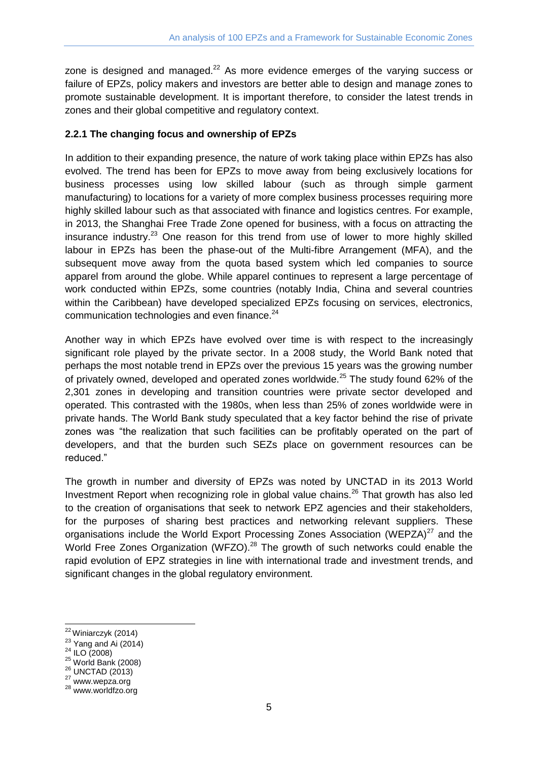zone is designed and managed.[22] As more evidence emerges of the varying success or failure of EPZs, policy makers and investors are better able to design and manage zones to promote sustainable development. It is important therefore, to consider the latest trends in zones and their global competitive and regulatory context.

### 2.2.1 The changing focus and ownership of EPZs

In addition to their expanding presence, the nature of work taking place within EPZs has also evolved. The trend has been for EPZs to move away from being exclusively locations for business processes using low skilled labour (such as through simple garment manufacturing) to locations for a variety of more complex business processes requiring more highly skilled labour such as that associated with finance and logistics centres. For example, in 2013, the Shanghai Free Trade Zone opened for business, with a focus on attracting the insurance industry.[23] One reason for this trend from use of lower to more highly skilled labour in EPZs has been the phase-out of the Multi-fibre Arrangement (MFA), and the subsequent move away from the quota based system which led companies to source apparel from around the globe. While apparel continues to represent a large percentage of work conducted within EPZs, some countries (notably India, China and several countries within the Caribbean) have developed specialized EPZs focusing on services, electronics, communication technologies and even finance.[24]

Another way in which EPZs have evolved over time is with respect to the increasingly significant role played by the private sector. In a 2008 study, the World Bank noted that perhaps the most notable trend in EPZs over the previous 15 years was the growing number of privately owned, developed and operated zones worldwide.[25] The study found 62% of the 2,301 zones in developing and transition countries were private sector developed and operated. This contrasted with the 1980s, when less than 25% of zones worldwide were in private hands. The World Bank study speculated that a key factor behind the rise of private zones was "the realization that such facilities can be profitably operated on the part of developers, and that the burden such SEZs place on government resources can be reduced."

The growth in number and diversity of EPZs was noted by UNCTAD in its 2013 World Investment Report when recognizing role in global value chains.[26] That growth has also led to the creation of organisations that seek to network EPZ agencies and their stakeholders, for the purposes of sharing best practices and networking relevant suppliers. These organisations include the World Export Processing Zones Association (WEPZA)[27] and the World Free Zones Organization (WFZO).[28] The growth of such networks could enable the rapid evolution of EPZ strategies in line with international trade and investment trends, and significant changes in the global regulatory environment.

---

[22] Winiarczyk (2014)
[23] Yang and Ai (2014)
[24] ILO (2008)
[25] World Bank (2008)
[26] UNCTAD (2013)
[27] www.wepza.org
[28] www.worldfzo.org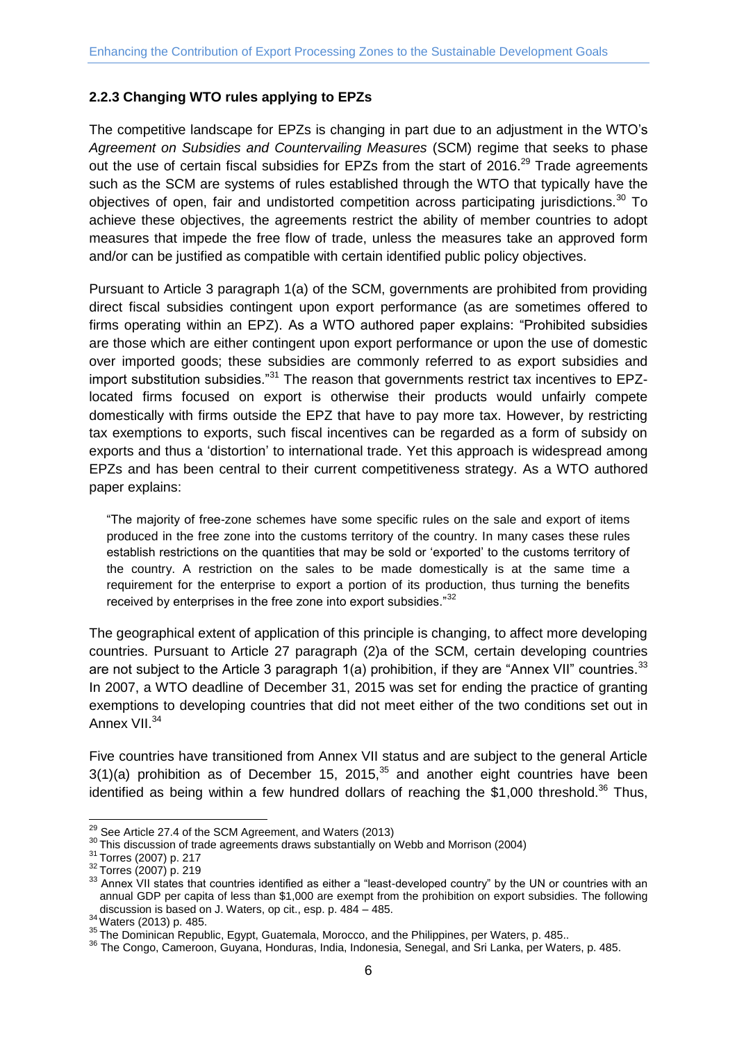### 2.2.3 Changing WTO rules applying to EPZs

The competitive landscape for EPZs is changing in part due to an adjustment in the WTO's *Agreement on Subsidies and Countervailing Measures* (SCM) regime that seeks to phase out the use of certain fiscal subsidies for EPZs from the start of 2016.[29] Trade agreements such as the SCM are systems of rules established through the WTO that typically have the objectives of open, fair and undistorted competition across participating jurisdictions.[30] To achieve these objectives, the agreements restrict the ability of member countries to adopt measures that impede the free flow of trade, unless the measures take an approved form and/or can be justified as compatible with certain identified public policy objectives.

Pursuant to Article 3 paragraph 1(a) of the SCM, governments are prohibited from providing direct fiscal subsidies contingent upon export performance (as are sometimes offered to firms operating within an EPZ). As a WTO authored paper explains: "Prohibited subsidies are those which are either contingent upon export performance or upon the use of domestic over imported goods; these subsidies are commonly referred to as export subsidies and import substitution subsidies."[31] The reason that governments restrict tax incentives to EPZ-located firms focused on export is otherwise their products would unfairly compete domestically with firms outside the EPZ that have to pay more tax. However, by restricting tax exemptions to exports, such fiscal incentives can be regarded as a form of subsidy on exports and thus a 'distortion' to international trade. Yet this approach is widespread among EPZs and has been central to their current competitiveness strategy. As a WTO authored paper explains:

> "The majority of free-zone schemes have some specific rules on the sale and export of items produced in the free zone into the customs territory of the country. In many cases these rules establish restrictions on the quantities that may be sold or 'exported' to the customs territory of the country. A restriction on the sales to be made domestically is at the same time a requirement for the enterprise to export a portion of its production, thus turning the benefits received by enterprises in the free zone into export subsidies."[32]

The geographical extent of application of this principle is changing, to affect more developing countries. Pursuant to Article 27 paragraph (2)a of the SCM, certain developing countries are not subject to the Article 3 paragraph 1(a) prohibition, if they are "Annex VII" countries.[33] In 2007, a WTO deadline of December 31, 2015 was set for ending the practice of granting exemptions to developing countries that did not meet either of the two conditions set out in Annex VII.[34]

Five countries have transitioned from Annex VII status and are subject to the general Article 3(1)(a) prohibition as of December 15, 2015,[35] and another eight countries have been identified as being within a few hundred dollars of reaching the $1,000 threshold.[36] Thus,

---

[29] See Article 27.4 of the SCM Agreement, and Waters (2013)

[30] This discussion of trade agreements draws substantially on Webb and Morrison (2004)

[31] Torres (2007) p. 217

[32] Torres (2007) p. 219

[33] Annex VII states that countries identified as either a "least-developed country" by the UN or countries with an annual GDP per capita of less than $1,000 are exempt from the prohibition on export subsidies. The following discussion is based on J. Waters, op cit., esp. p. 484 – 485.

[34] Waters (2013) p. 485.

[35] The Dominican Republic, Egypt, Guatemala, Morocco, and the Philippines, per Waters, p. 485..

[36] The Congo, Cameroon, Guyana, Honduras, India, Indonesia, Senegal, and Sri Lanka, per Waters, p. 485.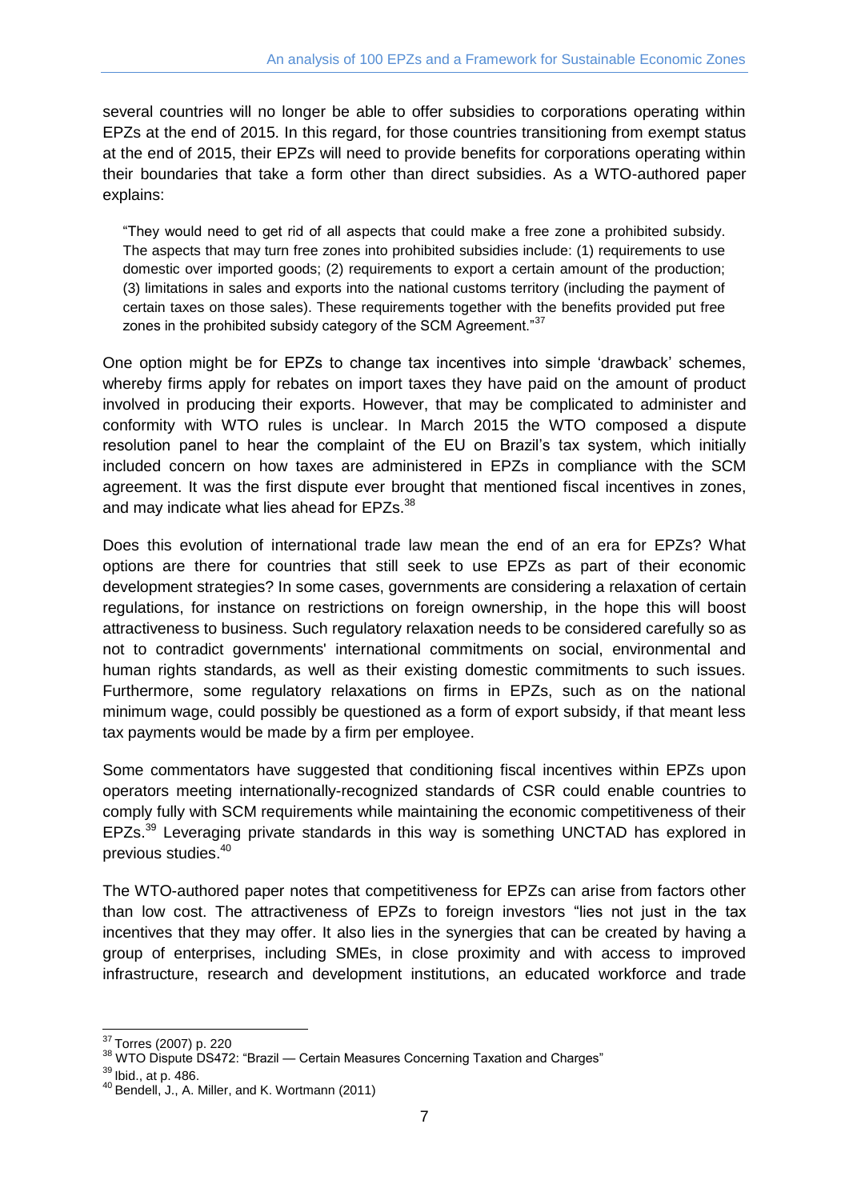several countries will no longer be able to offer subsidies to corporations operating within EPZs at the end of 2015. In this regard, for those countries transitioning from exempt status at the end of 2015, their EPZs will need to provide benefits for corporations operating within their boundaries that take a form other than direct subsidies. As a WTO-authored paper explains:

> "They would need to get rid of all aspects that could make a free zone a prohibited subsidy. The aspects that may turn free zones into prohibited subsidies include: (1) requirements to use domestic over imported goods; (2) requirements to export a certain amount of the production; (3) limitations in sales and exports into the national customs territory (including the payment of certain taxes on those sales). These requirements together with the benefits provided put free zones in the prohibited subsidy category of the SCM Agreement."[37]

One option might be for EPZs to change tax incentives into simple 'drawback' schemes, whereby firms apply for rebates on import taxes they have paid on the amount of product involved in producing their exports. However, that may be complicated to administer and conformity with WTO rules is unclear. In March 2015 the WTO composed a dispute resolution panel to hear the complaint of the EU on Brazil's tax system, which initially included concern on how taxes are administered in EPZs in compliance with the SCM agreement. It was the first dispute ever brought that mentioned fiscal incentives in zones, and may indicate what lies ahead for EPZs.[38]

Does this evolution of international trade law mean the end of an era for EPZs? What options are there for countries that still seek to use EPZs as part of their economic development strategies? In some cases, governments are considering a relaxation of certain regulations, for instance on restrictions on foreign ownership, in the hope this will boost attractiveness to business. Such regulatory relaxation needs to be considered carefully so as not to contradict governments' international commitments on social, environmental and human rights standards, as well as their existing domestic commitments to such issues. Furthermore, some regulatory relaxations on firms in EPZs, such as on the national minimum wage, could possibly be questioned as a form of export subsidy, if that meant less tax payments would be made by a firm per employee.

Some commentators have suggested that conditioning fiscal incentives within EPZs upon operators meeting internationally-recognized standards of CSR could enable countries to comply fully with SCM requirements while maintaining the economic competitiveness of their EPZs.[39] Leveraging private standards in this way is something UNCTAD has explored in previous studies.[40]

The WTO-authored paper notes that competitiveness for EPZs can arise from factors other than low cost. The attractiveness of EPZs to foreign investors "lies not just in the tax incentives that they may offer. It also lies in the synergies that can be created by having a group of enterprises, including SMEs, in close proximity and with access to improved infrastructure, research and development institutions, an educated workforce and trade

---

[37] Torres (2007) p. 220

[38] WTO Dispute DS472: "Brazil — Certain Measures Concerning Taxation and Charges"

[39] Ibid., at p. 486.

[40] Bendell, J., A. Miller, and K. Wortmann (2011)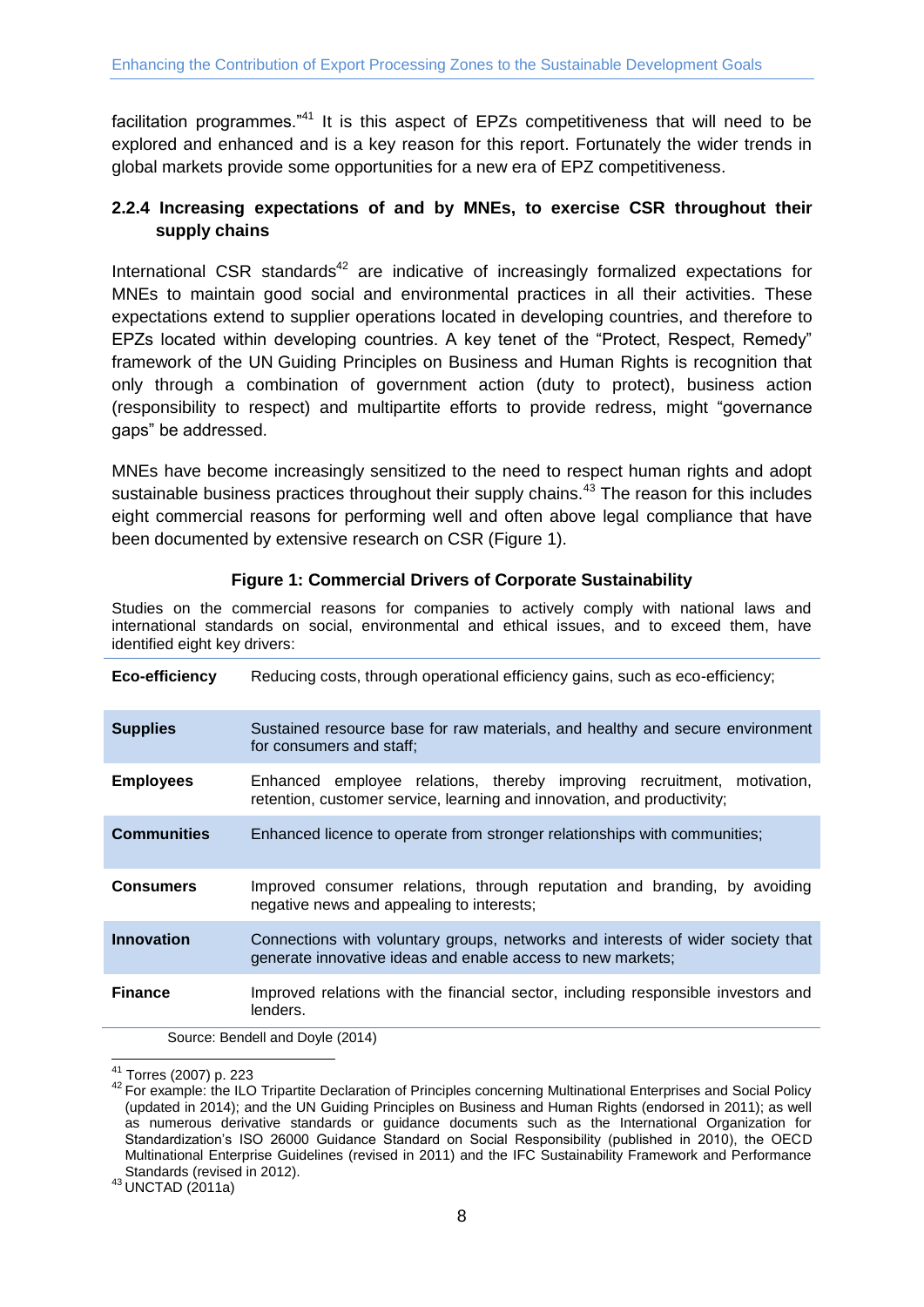facilitation programmes."[41] It is this aspect of EPZs competitiveness that will need to be explored and enhanced and is a key reason for this report. Fortunately the wider trends in global markets provide some opportunities for a new era of EPZ competitiveness.

### 2.2.4 Increasing expectations of and by MNEs, to exercise CSR throughout their supply chains

International CSR standards[42] are indicative of increasingly formalized expectations for MNEs to maintain good social and environmental practices in all their activities. These expectations extend to supplier operations located in developing countries, and therefore to EPZs located within developing countries. A key tenet of the "Protect, Respect, Remedy" framework of the UN Guiding Principles on Business and Human Rights is recognition that only through a combination of government action (duty to protect), business action (responsibility to respect) and multipartite efforts to provide redress, might "governance gaps" be addressed.

MNEs have become increasingly sensitized to the need to respect human rights and adopt sustainable business practices throughout their supply chains.[43] The reason for this includes eight commercial reasons for performing well and often above legal compliance that have been documented by extensive research on CSR (Figure 1).

**Figure 1: Commercial Drivers of Corporate Sustainability**

Studies on the commercial reasons for companies to actively comply with national laws and international standards on social, environmental and ethical issues, and to exceed them, have identified eight key drivers:

| | |
|---|---|
| **Eco-efficiency** | Reducing costs, through operational efficiency gains, such as eco-efficiency; |
| **Supplies** | Sustained resource base for raw materials, and healthy and secure environment for consumers and staff; |
| **Employees** | Enhanced employee relations, thereby improving recruitment, motivation, retention, customer service, learning and innovation, and productivity; |
| **Communities** | Enhanced licence to operate from stronger relationships with communities; |
| **Consumers** | Improved consumer relations, through reputation and branding, by avoiding negative news and appealing to interests; |
| **Innovation** | Connections with voluntary groups, networks and interests of wider society that generate innovative ideas and enable access to new markets; |
| **Finance** | Improved relations with the financial sector, including responsible investors and lenders. |

Source: Bendell and Doyle (2014)

---

[41] Torres (2007) p. 223

[42] For example: the ILO Tripartite Declaration of Principles concerning Multinational Enterprises and Social Policy (updated in 2014); and the UN Guiding Principles on Business and Human Rights (endorsed in 2011); as well as numerous derivative standards or guidance documents such as the International Organization for Standardization's ISO 26000 Guidance Standard on Social Responsibility (published in 2010), the OECD Multinational Enterprise Guidelines (revised in 2011) and the IFC Sustainability Framework and Performance Standards (revised in 2012).

[43] UNCTAD (2011a)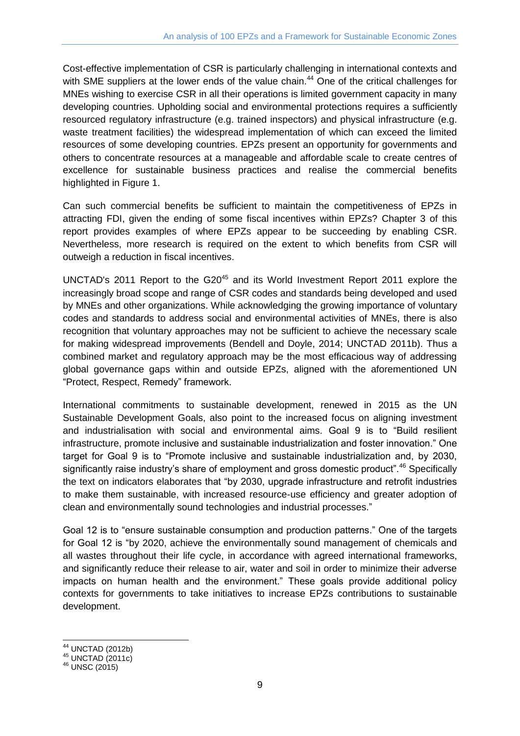Cost-effective implementation of CSR is particularly challenging in international contexts and with SME suppliers at the lower ends of the value chain.[44] One of the critical challenges for MNEs wishing to exercise CSR in all their operations is limited government capacity in many developing countries. Upholding social and environmental protections requires a sufficiently resourced regulatory infrastructure (e.g. trained inspectors) and physical infrastructure (e.g. waste treatment facilities) the widespread implementation of which can exceed the limited resources of some developing countries. EPZs present an opportunity for governments and others to concentrate resources at a manageable and affordable scale to create centres of excellence for sustainable business practices and realise the commercial benefits highlighted in Figure 1.

Can such commercial benefits be sufficient to maintain the competitiveness of EPZs in attracting FDI, given the ending of some fiscal incentives within EPZs? Chapter 3 of this report provides examples of where EPZs appear to be succeeding by enabling CSR. Nevertheless, more research is required on the extent to which benefits from CSR will outweigh a reduction in fiscal incentives.

UNCTAD's 2011 Report to the G20[45] and its World Investment Report 2011 explore the increasingly broad scope and range of CSR codes and standards being developed and used by MNEs and other organizations. While acknowledging the growing importance of voluntary codes and standards to address social and environmental activities of MNEs, there is also recognition that voluntary approaches may not be sufficient to achieve the necessary scale for making widespread improvements (Bendell and Doyle, 2014; UNCTAD 2011b). Thus a combined market and regulatory approach may be the most efficacious way of addressing global governance gaps within and outside EPZs, aligned with the aforementioned UN "Protect, Respect, Remedy" framework.

International commitments to sustainable development, renewed in 2015 as the UN Sustainable Development Goals, also point to the increased focus on aligning investment and industrialisation with social and environmental aims. Goal 9 is to "Build resilient infrastructure, promote inclusive and sustainable industrialization and foster innovation." One target for Goal 9 is to "Promote inclusive and sustainable industrialization and, by 2030, significantly raise industry's share of employment and gross domestic product".[46] Specifically the text on indicators elaborates that "by 2030, upgrade infrastructure and retrofit industries to make them sustainable, with increased resource-use efficiency and greater adoption of clean and environmentally sound technologies and industrial processes."

Goal 12 is to "ensure sustainable consumption and production patterns." One of the targets for Goal 12 is "by 2020, achieve the environmentally sound management of chemicals and all wastes throughout their life cycle, in accordance with agreed international frameworks, and significantly reduce their release to air, water and soil in order to minimize their adverse impacts on human health and the environment." These goals provide additional policy contexts for governments to take initiatives to increase EPZs contributions to sustainable development.

[44] UNCTAD (2012b)
[45] UNCTAD (2011c)
[46] UNSC (2015)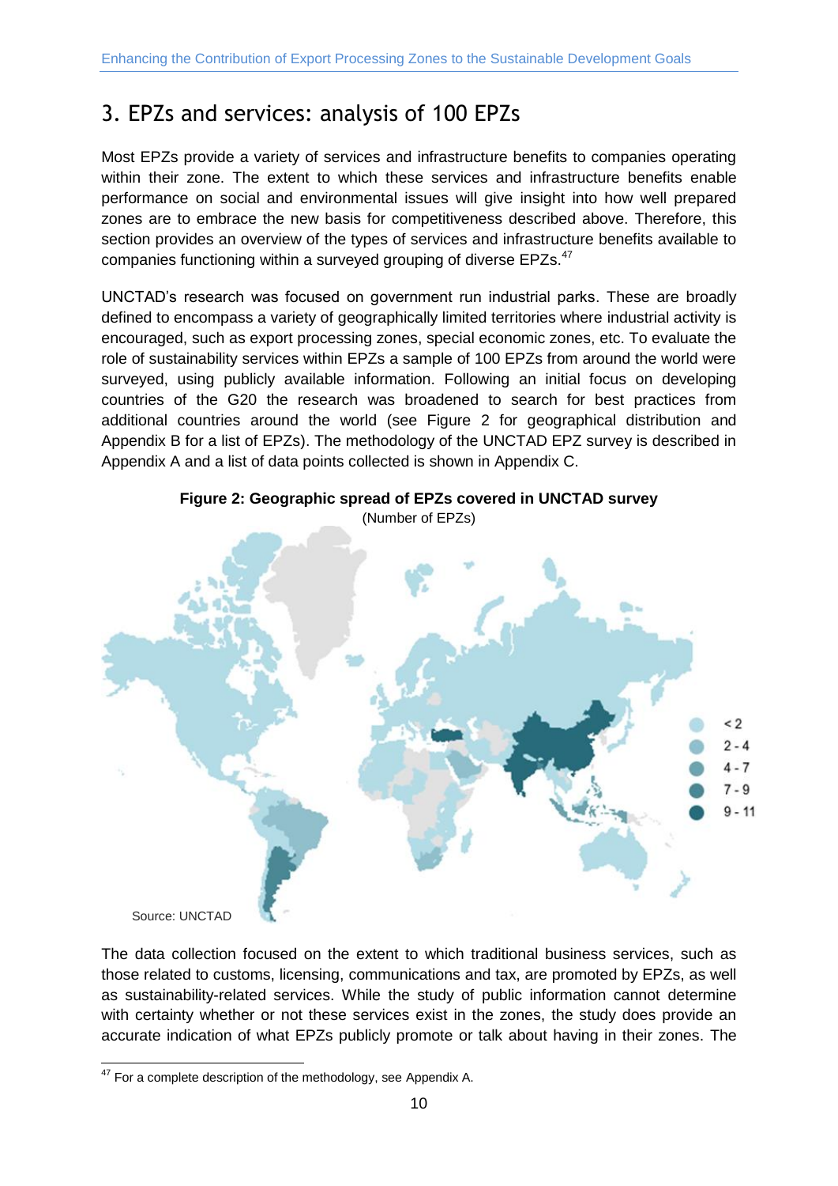## 3. EPZs and services: analysis of 100 EPZs

Most EPZs provide a variety of services and infrastructure benefits to companies operating within their zone. The extent to which these services and infrastructure benefits enable performance on social and environmental issues will give insight into how well prepared zones are to embrace the new basis for competitiveness described above. Therefore, this section provides an overview of the types of services and infrastructure benefits available to companies functioning within a surveyed grouping of diverse EPZs.[47]

UNCTAD's research was focused on government run industrial parks. These are broadly defined to encompass a variety of geographically limited territories where industrial activity is encouraged, such as export processing zones, special economic zones, etc. To evaluate the role of sustainability services within EPZs a sample of 100 EPZs from around the world were surveyed, using publicly available information. Following an initial focus on developing countries of the G20 the research was broadened to search for best practices from additional countries around the world (see Figure 2 for geographical distribution and Appendix B for a list of EPZs). The methodology of the UNCTAD EPZ survey is described in Appendix A and a list of data points collected is shown in Appendix C.

**Figure 2: Geographic spread of EPZs covered in UNCTAD survey**
(Number of EPZs)

Source: UNCTAD

The data collection focused on the extent to which traditional business services, such as those related to customs, licensing, communications and tax, are promoted by EPZs, as well as sustainability-related services. While the study of public information cannot determine with certainty whether or not these services exist in the zones, the study does provide an accurate indication of what EPZs publicly promote or talk about having in their zones. The

[47] For a complete description of the methodology, see Appendix A.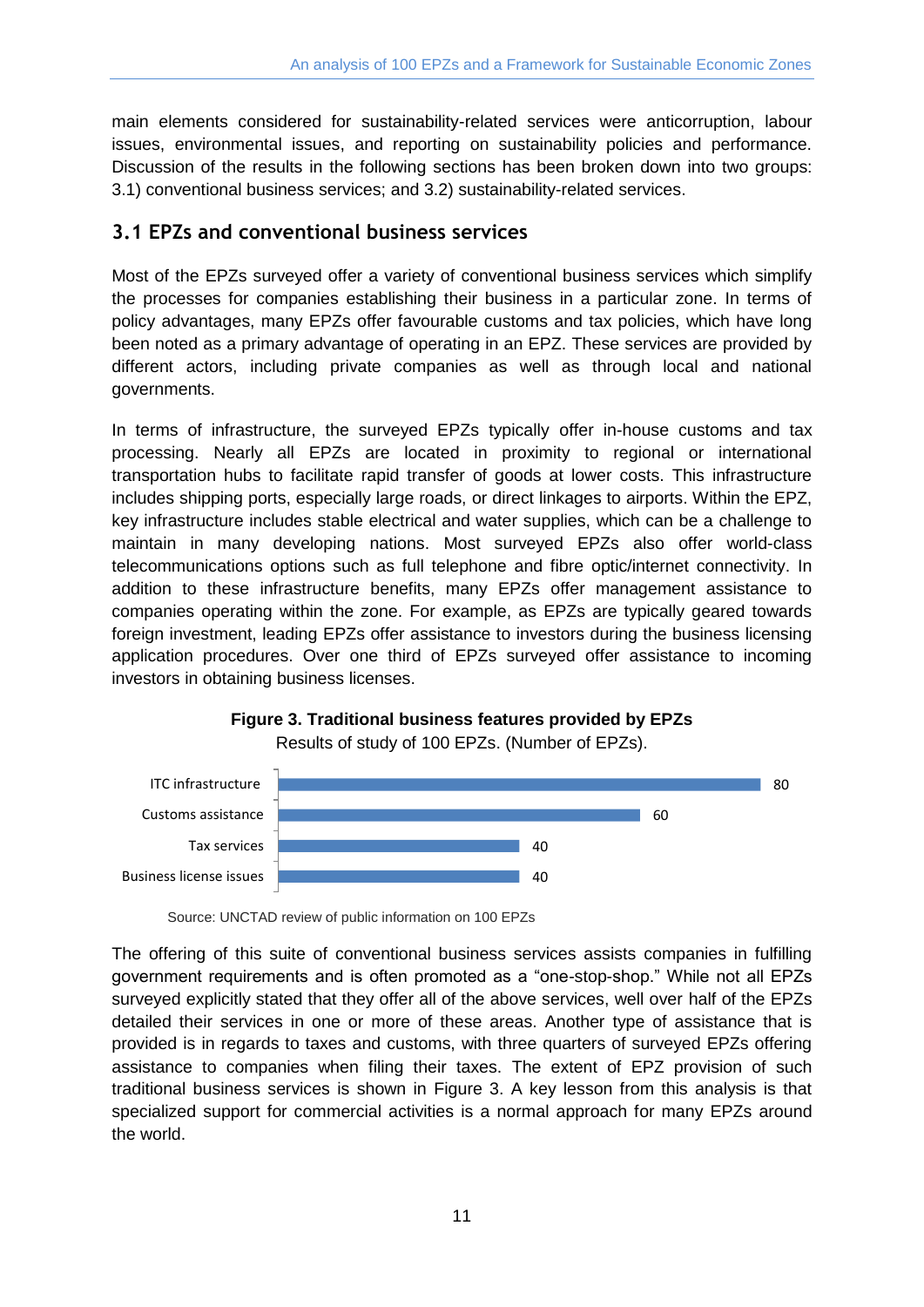main elements considered for sustainability-related services were anticorruption, labour issues, environmental issues, and reporting on sustainability policies and performance. Discussion of the results in the following sections has been broken down into two groups: 3.1) conventional business services; and 3.2) sustainability-related services.

## 3.1 EPZs and conventional business services

Most of the EPZs surveyed offer a variety of conventional business services which simplify the processes for companies establishing their business in a particular zone. In terms of policy advantages, many EPZs offer favourable customs and tax policies, which have long been noted as a primary advantage of operating in an EPZ. These services are provided by different actors, including private companies as well as through local and national governments.

In terms of infrastructure, the surveyed EPZs typically offer in-house customs and tax processing. Nearly all EPZs are located in proximity to regional or international transportation hubs to facilitate rapid transfer of goods at lower costs. This infrastructure includes shipping ports, especially large roads, or direct linkages to airports. Within the EPZ, key infrastructure includes stable electrical and water supplies, which can be a challenge to maintain in many developing nations. Most surveyed EPZs also offer world-class telecommunications options such as full telephone and fibre optic/internet connectivity. In addition to these infrastructure benefits, many EPZs offer management assistance to companies operating within the zone. For example, as EPZs are typically geared towards foreign investment, leading EPZs offer assistance to investors during the business licensing application procedures. Over one third of EPZs surveyed offer assistance to incoming investors in obtaining business licenses.

**Figure 3. Traditional business features provided by EPZs**

Results of study of 100 EPZs. (Number of EPZs).

| Feature | Number of EPZs |
|---|---|
| ITC infrastructure | 80 |
| Customs assistance | 60 |
| Tax services | 40 |
| Business license issues | 40 |

Source: UNCTAD review of public information on 100 EPZs

The offering of this suite of conventional business services assists companies in fulfilling government requirements and is often promoted as a "one-stop-shop." While not all EPZs surveyed explicitly stated that they offer all of the above services, well over half of the EPZs detailed their services in one or more of these areas. Another type of assistance that is provided is in regards to taxes and customs, with three quarters of surveyed EPZs offering assistance to companies when filing their taxes. The extent of EPZ provision of such traditional business services is shown in Figure 3. A key lesson from this analysis is that specialized support for commercial activities is a normal approach for many EPZs around the world.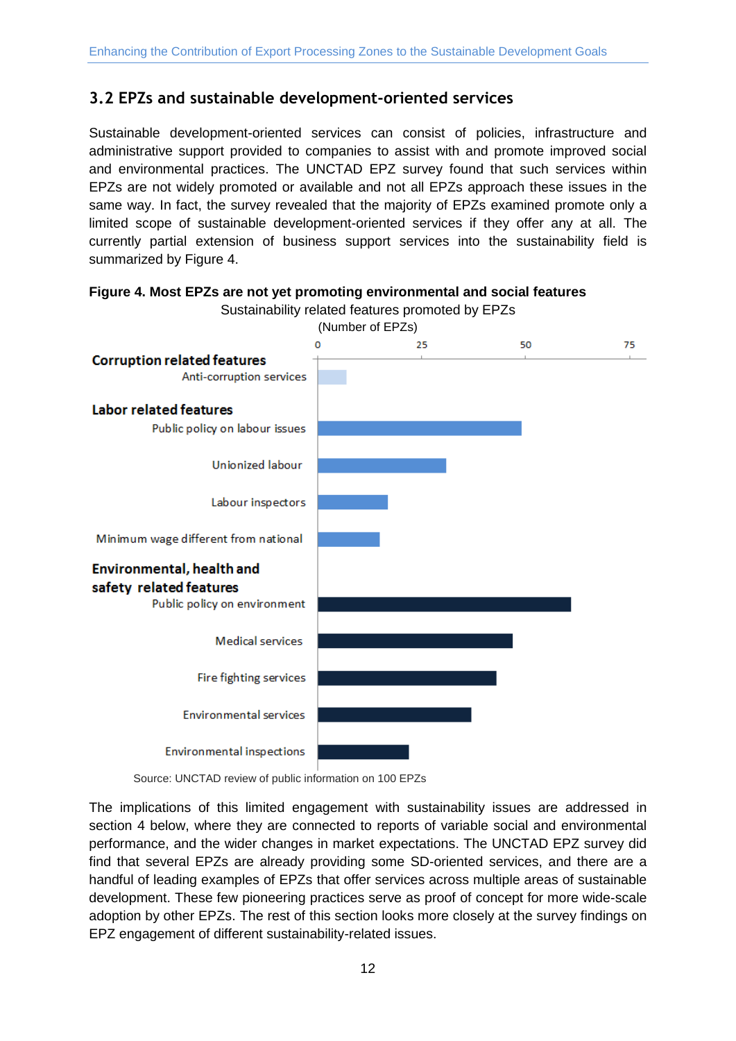## 3.2 EPZs and sustainable development-oriented services

Sustainable development-oriented services can consist of policies, infrastructure and administrative support provided to companies to assist with and promote improved social and environmental practices. The UNCTAD EPZ survey found that such services within EPZs are not widely promoted or available and not all EPZs approach these issues in the same way. In fact, the survey revealed that the majority of EPZs examined promote only a limited scope of sustainable development-oriented services if they offer any at all. The currently partial extension of business support services into the sustainability field is summarized by Figure 4.

**Figure 4. Most EPZs are not yet promoting environmental and social features**

Sustainability related features promoted by EPZs
(Number of EPZs)

**Corruption related features**
- Anti-corruption services

**Labor related features**
- Public policy on labour issues
- Unionized labour
- Labour inspectors
- Minimum wage different from national

**Environmental, health and safety related features**
- Public policy on environment
- Medical services
- Fire fighting services
- Environmental services
- Environmental inspections

Source: UNCTAD review of public information on 100 EPZs

The implications of this limited engagement with sustainability issues are addressed in section 4 below, where they are connected to reports of variable social and environmental performance, and the wider changes in market expectations. The UNCTAD EPZ survey did find that several EPZs are already providing some SD-oriented services, and there are a handful of leading examples of EPZs that offer services across multiple areas of sustainable development. These few pioneering practices serve as proof of concept for more wide-scale adoption by other EPZs. The rest of this section looks more closely at the survey findings on EPZ engagement of different sustainability-related issues.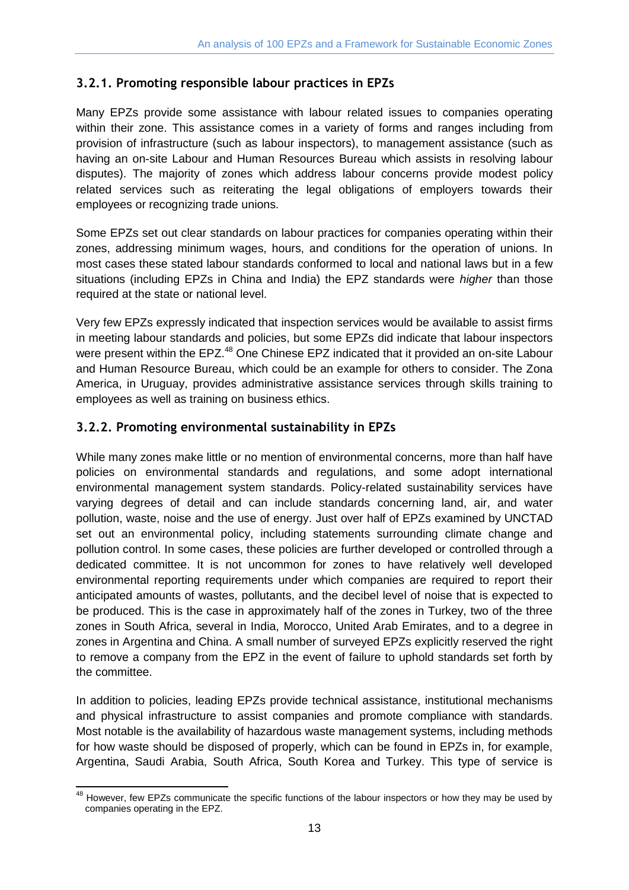### 3.2.1. Promoting responsible labour practices in EPZs

Many EPZs provide some assistance with labour related issues to companies operating within their zone. This assistance comes in a variety of forms and ranges including from provision of infrastructure (such as labour inspectors), to management assistance (such as having an on-site Labour and Human Resources Bureau which assists in resolving labour disputes). The majority of zones which address labour concerns provide modest policy related services such as reiterating the legal obligations of employers towards their employees or recognizing trade unions.

Some EPZs set out clear standards on labour practices for companies operating within their zones, addressing minimum wages, hours, and conditions for the operation of unions. In most cases these stated labour standards conformed to local and national laws but in a few situations (including EPZs in China and India) the EPZ standards were *higher* than those required at the state or national level.

Very few EPZs expressly indicated that inspection services would be available to assist firms in meeting labour standards and policies, but some EPZs did indicate that labour inspectors were present within the EPZ.[48] One Chinese EPZ indicated that it provided an on-site Labour and Human Resource Bureau, which could be an example for others to consider. The Zona America, in Uruguay, provides administrative assistance services through skills training to employees as well as training on business ethics.

### 3.2.2. Promoting environmental sustainability in EPZs

While many zones make little or no mention of environmental concerns, more than half have policies on environmental standards and regulations, and some adopt international environmental management system standards. Policy-related sustainability services have varying degrees of detail and can include standards concerning land, air, and water pollution, waste, noise and the use of energy. Just over half of EPZs examined by UNCTAD set out an environmental policy, including statements surrounding climate change and pollution control. In some cases, these policies are further developed or controlled through a dedicated committee. It is not uncommon for zones to have relatively well developed environmental reporting requirements under which companies are required to report their anticipated amounts of wastes, pollutants, and the decibel level of noise that is expected to be produced. This is the case in approximately half of the zones in Turkey, two of the three zones in South Africa, several in India, Morocco, United Arab Emirates, and to a degree in zones in Argentina and China. A small number of surveyed EPZs explicitly reserved the right to remove a company from the EPZ in the event of failure to uphold standards set forth by the committee.

In addition to policies, leading EPZs provide technical assistance, institutional mechanisms and physical infrastructure to assist companies and promote compliance with standards. Most notable is the availability of hazardous waste management systems, including methods for how waste should be disposed of properly, which can be found in EPZs in, for example, Argentina, Saudi Arabia, South Africa, South Korea and Turkey. This type of service is

[48] However, few EPZs communicate the specific functions of the labour inspectors or how they may be used by companies operating in the EPZ.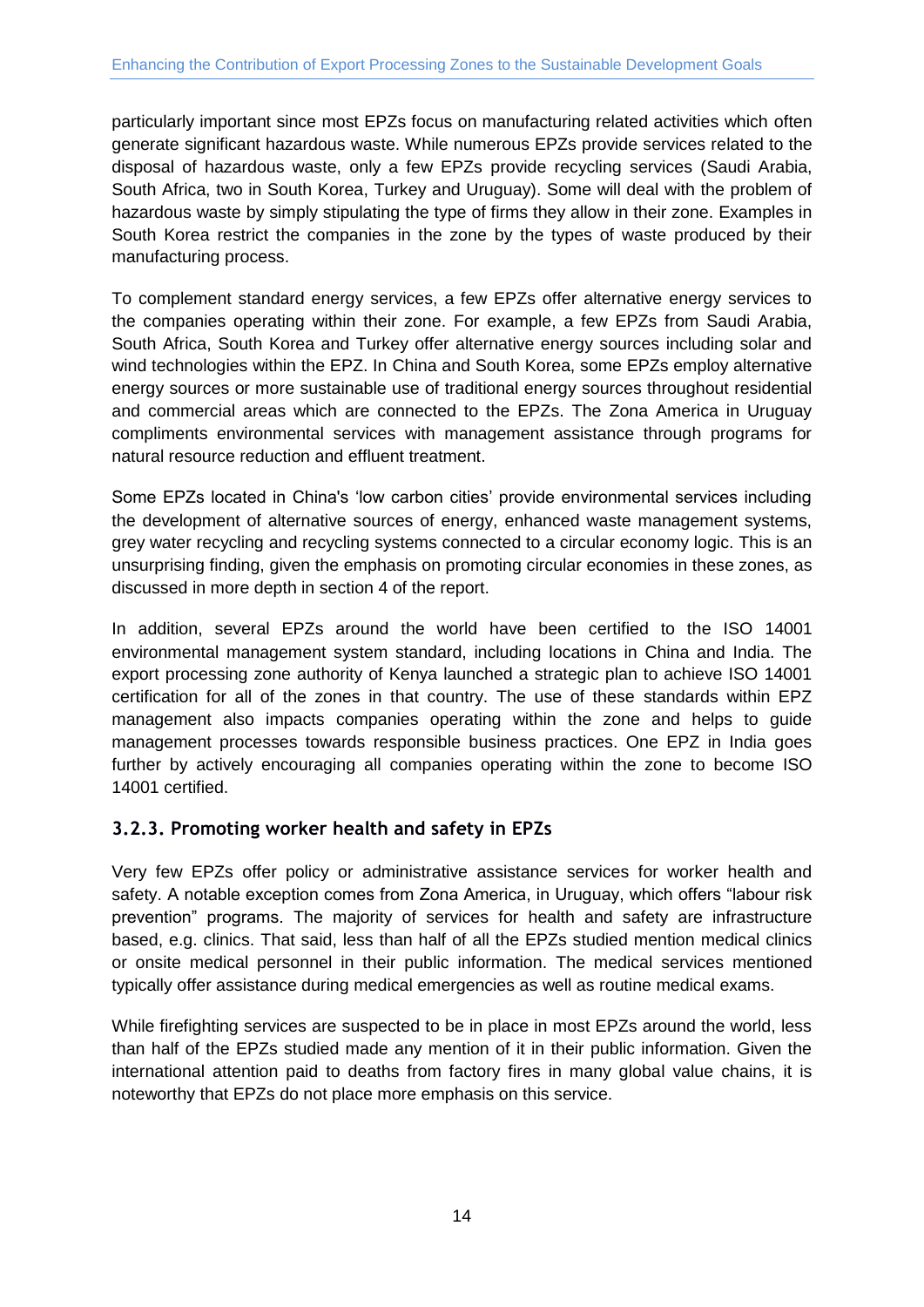particularly important since most EPZs focus on manufacturing related activities which often generate significant hazardous waste. While numerous EPZs provide services related to the disposal of hazardous waste, only a few EPZs provide recycling services (Saudi Arabia, South Africa, two in South Korea, Turkey and Uruguay). Some will deal with the problem of hazardous waste by simply stipulating the type of firms they allow in their zone. Examples in South Korea restrict the companies in the zone by the types of waste produced by their manufacturing process.

To complement standard energy services, a few EPZs offer alternative energy services to the companies operating within their zone. For example, a few EPZs from Saudi Arabia, South Africa, South Korea and Turkey offer alternative energy sources including solar and wind technologies within the EPZ. In China and South Korea, some EPZs employ alternative energy sources or more sustainable use of traditional energy sources throughout residential and commercial areas which are connected to the EPZs. The Zona America in Uruguay compliments environmental services with management assistance through programs for natural resource reduction and effluent treatment.

Some EPZs located in China's 'low carbon cities' provide environmental services including the development of alternative sources of energy, enhanced waste management systems, grey water recycling and recycling systems connected to a circular economy logic. This is an unsurprising finding, given the emphasis on promoting circular economies in these zones, as discussed in more depth in section 4 of the report.

In addition, several EPZs around the world have been certified to the ISO 14001 environmental management system standard, including locations in China and India. The export processing zone authority of Kenya launched a strategic plan to achieve ISO 14001 certification for all of the zones in that country. The use of these standards within EPZ management also impacts companies operating within the zone and helps to guide management processes towards responsible business practices. One EPZ in India goes further by actively encouraging all companies operating within the zone to become ISO 14001 certified.

### 3.2.3. Promoting worker health and safety in EPZs

Very few EPZs offer policy or administrative assistance services for worker health and safety. A notable exception comes from Zona America, in Uruguay, which offers "labour risk prevention" programs. The majority of services for health and safety are infrastructure based, e.g. clinics. That said, less than half of all the EPZs studied mention medical clinics or onsite medical personnel in their public information. The medical services mentioned typically offer assistance during medical emergencies as well as routine medical exams.

While firefighting services are suspected to be in place in most EPZs around the world, less than half of the EPZs studied made any mention of it in their public information. Given the international attention paid to deaths from factory fires in many global value chains, it is noteworthy that EPZs do not place more emphasis on this service.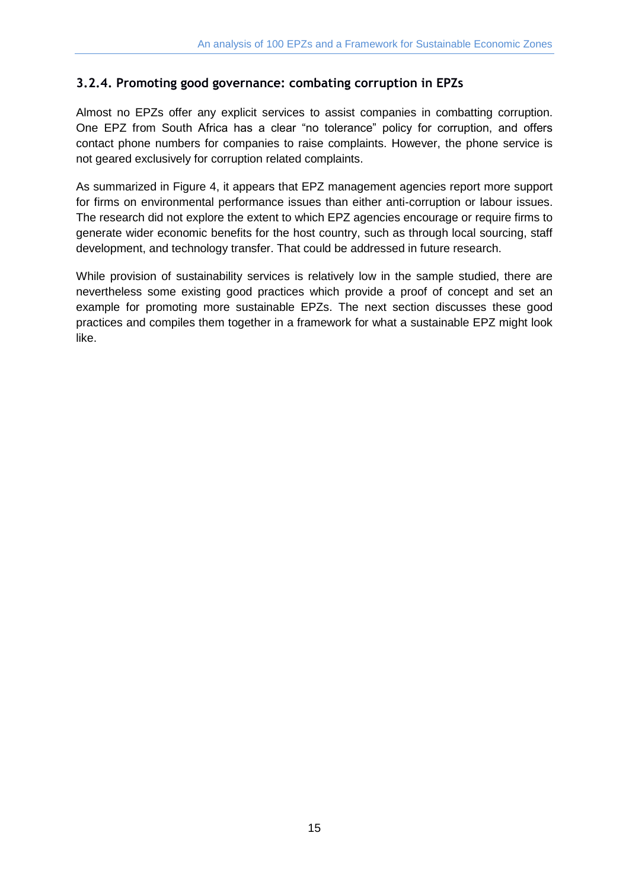### 3.2.4. Promoting good governance: combating corruption in EPZs

Almost no EPZs offer any explicit services to assist companies in combatting corruption. One EPZ from South Africa has a clear "no tolerance" policy for corruption, and offers contact phone numbers for companies to raise complaints. However, the phone service is not geared exclusively for corruption related complaints.

As summarized in Figure 4, it appears that EPZ management agencies report more support for firms on environmental performance issues than either anti-corruption or labour issues. The research did not explore the extent to which EPZ agencies encourage or require firms to generate wider economic benefits for the host country, such as through local sourcing, staff development, and technology transfer. That could be addressed in future research.

While provision of sustainability services is relatively low in the sample studied, there are nevertheless some existing good practices which provide a proof of concept and set an example for promoting more sustainable EPZs. The next section discusses these good practices and compiles them together in a framework for what a sustainable EPZ might look like.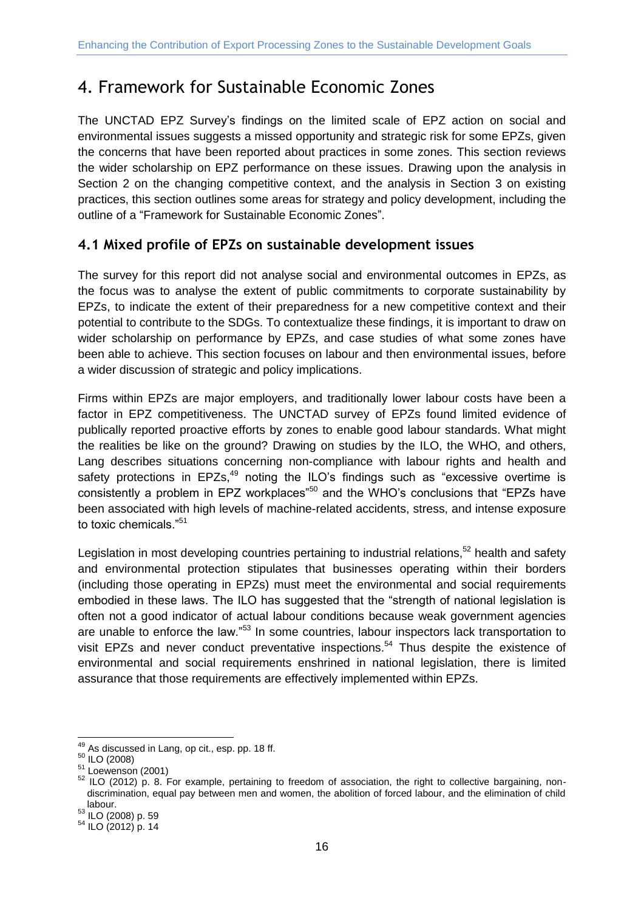# 4. Framework for Sustainable Economic Zones

The UNCTAD EPZ Survey's findings on the limited scale of EPZ action on social and environmental issues suggests a missed opportunity and strategic risk for some EPZs, given the concerns that have been reported about practices in some zones. This section reviews the wider scholarship on EPZ performance on these issues. Drawing upon the analysis in Section 2 on the changing competitive context, and the analysis in Section 3 on existing practices, this section outlines some areas for strategy and policy development, including the outline of a "Framework for Sustainable Economic Zones".

## 4.1 Mixed profile of EPZs on sustainable development issues

The survey for this report did not analyse social and environmental outcomes in EPZs, as the focus was to analyse the extent of public commitments to corporate sustainability by EPZs, to indicate the extent of their preparedness for a new competitive context and their potential to contribute to the SDGs. To contextualize these findings, it is important to draw on wider scholarship on performance by EPZs, and case studies of what some zones have been able to achieve. This section focuses on labour and then environmental issues, before a wider discussion of strategic and policy implications.

Firms within EPZs are major employers, and traditionally lower labour costs have been a factor in EPZ competitiveness. The UNCTAD survey of EPZs found limited evidence of publically reported proactive efforts by zones to enable good labour standards. What might the realities be like on the ground? Drawing on studies by the ILO, the WHO, and others, Lang describes situations concerning non-compliance with labour rights and health and safety protections in EPZs,[49] noting the ILO's findings such as "excessive overtime is consistently a problem in EPZ workplaces"[50] and the WHO's conclusions that "EPZs have been associated with high levels of machine-related accidents, stress, and intense exposure to toxic chemicals."[51]

Legislation in most developing countries pertaining to industrial relations,[52] health and safety and environmental protection stipulates that businesses operating within their borders (including those operating in EPZs) must meet the environmental and social requirements embodied in these laws. The ILO has suggested that the "strength of national legislation is often not a good indicator of actual labour conditions because weak government agencies are unable to enforce the law."[53] In some countries, labour inspectors lack transportation to visit EPZs and never conduct preventative inspections.[54] Thus despite the existence of environmental and social requirements enshrined in national legislation, there is limited assurance that those requirements are effectively implemented within EPZs.

---

[49] As discussed in Lang, op cit., esp. pp. 18 ff.

[50] ILO (2008)

[51] Loewenson (2001)

[52] ILO (2012) p. 8. For example, pertaining to freedom of association, the right to collective bargaining, non-discrimination, equal pay between men and women, the abolition of forced labour, and the elimination of child labour.

[53] ILO (2008) p. 59

[54] ILO (2012) p. 14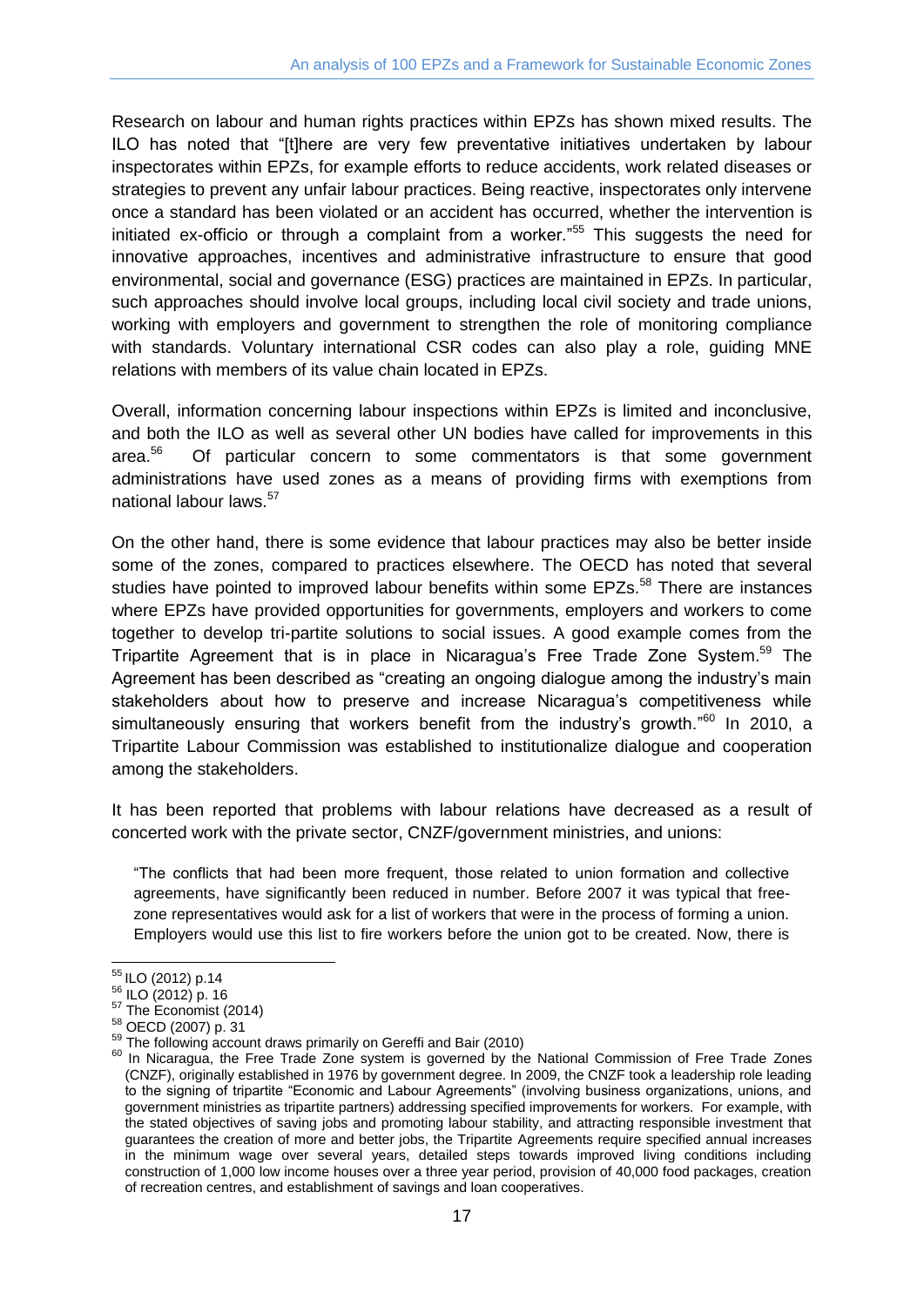Research on labour and human rights practices within EPZs has shown mixed results. The ILO has noted that "[t]here are very few preventative initiatives undertaken by labour inspectorates within EPZs, for example efforts to reduce accidents, work related diseases or strategies to prevent any unfair labour practices. Being reactive, inspectorates only intervene once a standard has been violated or an accident has occurred, whether the intervention is initiated ex-officio or through a complaint from a worker."[55] This suggests the need for innovative approaches, incentives and administrative infrastructure to ensure that good environmental, social and governance (ESG) practices are maintained in EPZs. In particular, such approaches should involve local groups, including local civil society and trade unions, working with employers and government to strengthen the role of monitoring compliance with standards. Voluntary international CSR codes can also play a role, guiding MNE relations with members of its value chain located in EPZs.

Overall, information concerning labour inspections within EPZs is limited and inconclusive, and both the ILO as well as several other UN bodies have called for improvements in this area.[56] Of particular concern to some commentators is that some government administrations have used zones as a means of providing firms with exemptions from national labour laws.[57]

On the other hand, there is some evidence that labour practices may also be better inside some of the zones, compared to practices elsewhere. The OECD has noted that several studies have pointed to improved labour benefits within some EPZs.[58] There are instances where EPZs have provided opportunities for governments, employers and workers to come together to develop tri-partite solutions to social issues. A good example comes from the Tripartite Agreement that is in place in Nicaragua's Free Trade Zone System.[59] The Agreement has been described as "creating an ongoing dialogue among the industry's main stakeholders about how to preserve and increase Nicaragua's competitiveness while simultaneously ensuring that workers benefit from the industry's growth."[60] In 2010, a Tripartite Labour Commission was established to institutionalize dialogue and cooperation among the stakeholders.

It has been reported that problems with labour relations have decreased as a result of concerted work with the private sector, CNZF/government ministries, and unions:

> "The conflicts that had been more frequent, those related to union formation and collective agreements, have significantly been reduced in number. Before 2007 it was typical that free-zone representatives would ask for a list of workers that were in the process of forming a union. Employers would use this list to fire workers before the union got to be created. Now, there is

---

[55] ILO (2012) p.14

[56] ILO (2012) p. 16

[57] The Economist (2014)

[58] OECD (2007) p. 31

[59] The following account draws primarily on Gereffi and Bair (2010)

[60] In Nicaragua, the Free Trade Zone system is governed by the National Commission of Free Trade Zones (CNZF), originally established in 1976 by government degree. In 2009, the CNZF took a leadership role leading to the signing of tripartite "Economic and Labour Agreements" (involving business organizations, unions, and government ministries as tripartite partners) addressing specified improvements for workers. For example, with the stated objectives of saving jobs and promoting labour stability, and attracting responsible investment that guarantees the creation of more and better jobs, the Tripartite Agreements require specified annual increases in the minimum wage over several years, detailed steps towards improved living conditions including construction of 1,000 low income houses over a three year period, provision of 40,000 food packages, creation of recreation centres, and establishment of savings and loan cooperatives.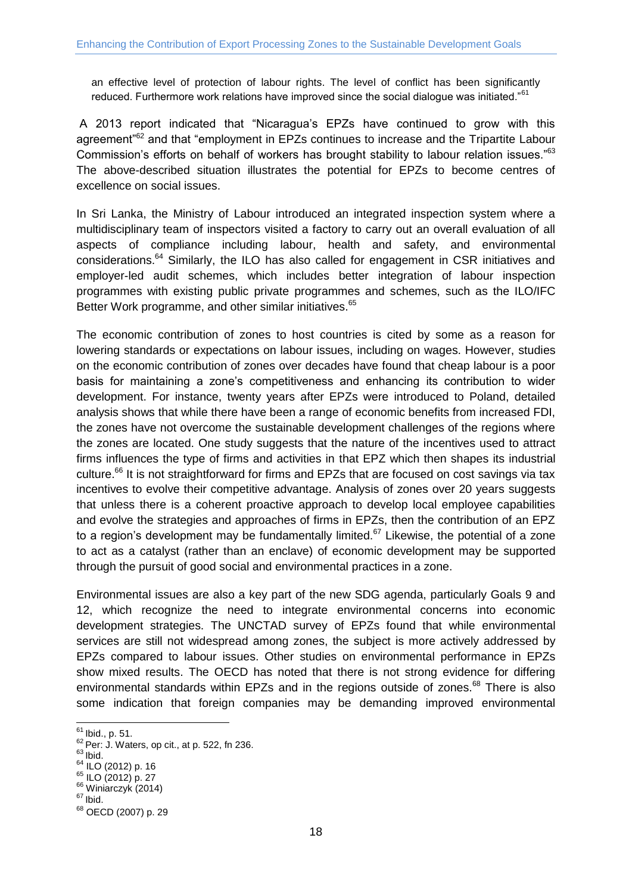an effective level of protection of labour rights. The level of conflict has been significantly reduced. Furthermore work relations have improved since the social dialogue was initiated."[61]

A 2013 report indicated that "Nicaragua's EPZs have continued to grow with this agreement"[62] and that "employment in EPZs continues to increase and the Tripartite Labour Commission's efforts on behalf of workers has brought stability to labour relation issues."[63] The above-described situation illustrates the potential for EPZs to become centres of excellence on social issues.

In Sri Lanka, the Ministry of Labour introduced an integrated inspection system where a multidisciplinary team of inspectors visited a factory to carry out an overall evaluation of all aspects of compliance including labour, health and safety, and environmental considerations.[64] Similarly, the ILO has also called for engagement in CSR initiatives and employer-led audit schemes, which includes better integration of labour inspection programmes with existing public private programmes and schemes, such as the ILO/IFC Better Work programme, and other similar initiatives.[65]

The economic contribution of zones to host countries is cited by some as a reason for lowering standards or expectations on labour issues, including on wages. However, studies on the economic contribution of zones over decades have found that cheap labour is a poor basis for maintaining a zone's competitiveness and enhancing its contribution to wider development. For instance, twenty years after EPZs were introduced to Poland, detailed analysis shows that while there have been a range of economic benefits from increased FDI, the zones have not overcome the sustainable development challenges of the regions where the zones are located. One study suggests that the nature of the incentives used to attract firms influences the type of firms and activities in that EPZ which then shapes its industrial culture.[66] It is not straightforward for firms and EPZs that are focused on cost savings via tax incentives to evolve their competitive advantage. Analysis of zones over 20 years suggests that unless there is a coherent proactive approach to develop local employee capabilities and evolve the strategies and approaches of firms in EPZs, then the contribution of an EPZ to a region's development may be fundamentally limited.[67] Likewise, the potential of a zone to act as a catalyst (rather than an enclave) of economic development may be supported through the pursuit of good social and environmental practices in a zone.

Environmental issues are also a key part of the new SDG agenda, particularly Goals 9 and 12, which recognize the need to integrate environmental concerns into economic development strategies. The UNCTAD survey of EPZs found that while environmental services are still not widespread among zones, the subject is more actively addressed by EPZs compared to labour issues. Other studies on environmental performance in EPZs show mixed results. The OECD has noted that there is not strong evidence for differing environmental standards within EPZs and in the regions outside of zones.[68] There is also some indication that foreign companies may be demanding improved environmental

---

[61] Ibid., p. 51.
[62] Per: J. Waters, op cit., at p. 522, fn 236.
[63] Ibid.
[64] ILO (2012) p. 16
[65] ILO (2012) p. 27
[66] Winiarczyk (2014)
[67] Ibid.
[68] OECD (2007) p. 29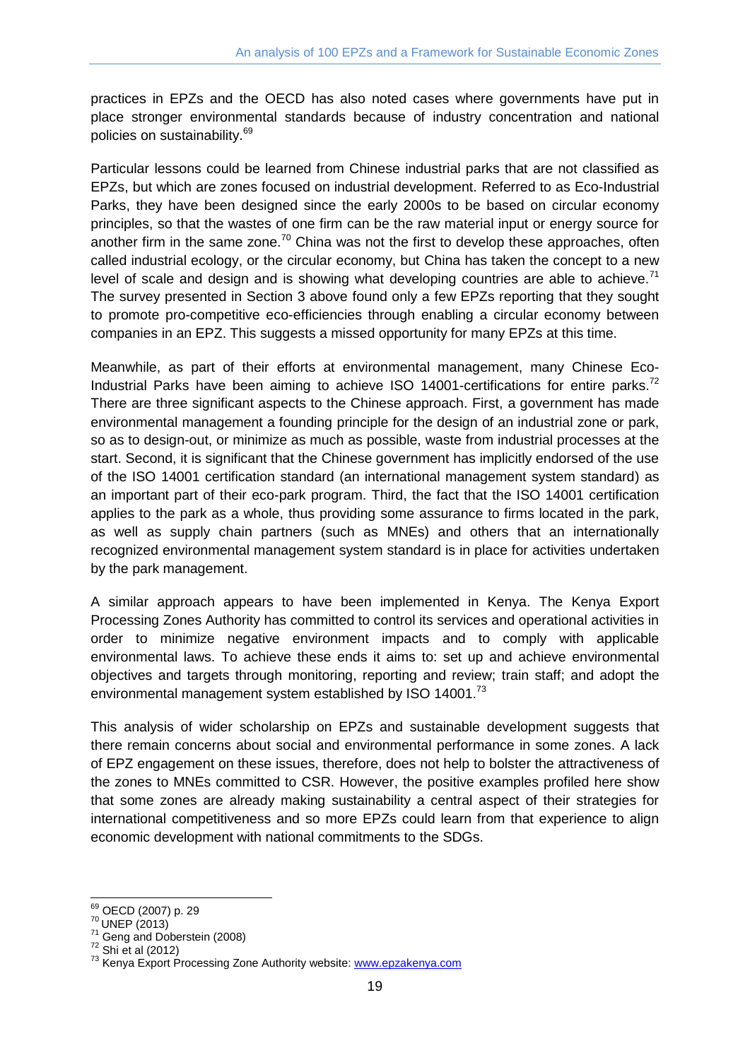practices in EPZs and the OECD has also noted cases where governments have put in place stronger environmental standards because of industry concentration and national policies on sustainability.[69]

Particular lessons could be learned from Chinese industrial parks that are not classified as EPZs, but which are zones focused on industrial development. Referred to as Eco-Industrial Parks, they have been designed since the early 2000s to be based on circular economy principles, so that the wastes of one firm can be the raw material input or energy source for another firm in the same zone.[70] China was not the first to develop these approaches, often called industrial ecology, or the circular economy, but China has taken the concept to a new level of scale and design and is showing what developing countries are able to achieve.[71] The survey presented in Section 3 above found only a few EPZs reporting that they sought to promote pro-competitive eco-efficiencies through enabling a circular economy between companies in an EPZ. This suggests a missed opportunity for many EPZs at this time.

Meanwhile, as part of their efforts at environmental management, many Chinese Eco-Industrial Parks have been aiming to achieve ISO 14001-certifications for entire parks.[72] There are three significant aspects to the Chinese approach. First, a government has made environmental management a founding principle for the design of an industrial zone or park, so as to design-out, or minimize as much as possible, waste from industrial processes at the start. Second, it is significant that the Chinese government has implicitly endorsed of the use of the ISO 14001 certification standard (an international management system standard) as an important part of their eco-park program. Third, the fact that the ISO 14001 certification applies to the park as a whole, thus providing some assurance to firms located in the park, as well as supply chain partners (such as MNEs) and others that an internationally recognized environmental management system standard is in place for activities undertaken by the park management.

A similar approach appears to have been implemented in Kenya. The Kenya Export Processing Zones Authority has committed to control its services and operational activities in order to minimize negative environment impacts and to comply with applicable environmental laws. To achieve these ends it aims to: set up and achieve environmental objectives and targets through monitoring, reporting and review; train staff; and adopt the environmental management system established by ISO 14001.[73]

This analysis of wider scholarship on EPZs and sustainable development suggests that there remain concerns about social and environmental performance in some zones. A lack of EPZ engagement on these issues, therefore, does not help to bolster the attractiveness of the zones to MNEs committed to CSR. However, the positive examples profiled here show that some zones are already making sustainability a central aspect of their strategies for international competitiveness and so more EPZs could learn from that experience to align economic development with national commitments to the SDGs.

---

[69] OECD (2007) p. 29
[70] UNEP (2013)
[71] Geng and Doberstein (2008)
[72] Shi et al (2012)
[73] Kenya Export Processing Zone Authority website: www.epzakenya.com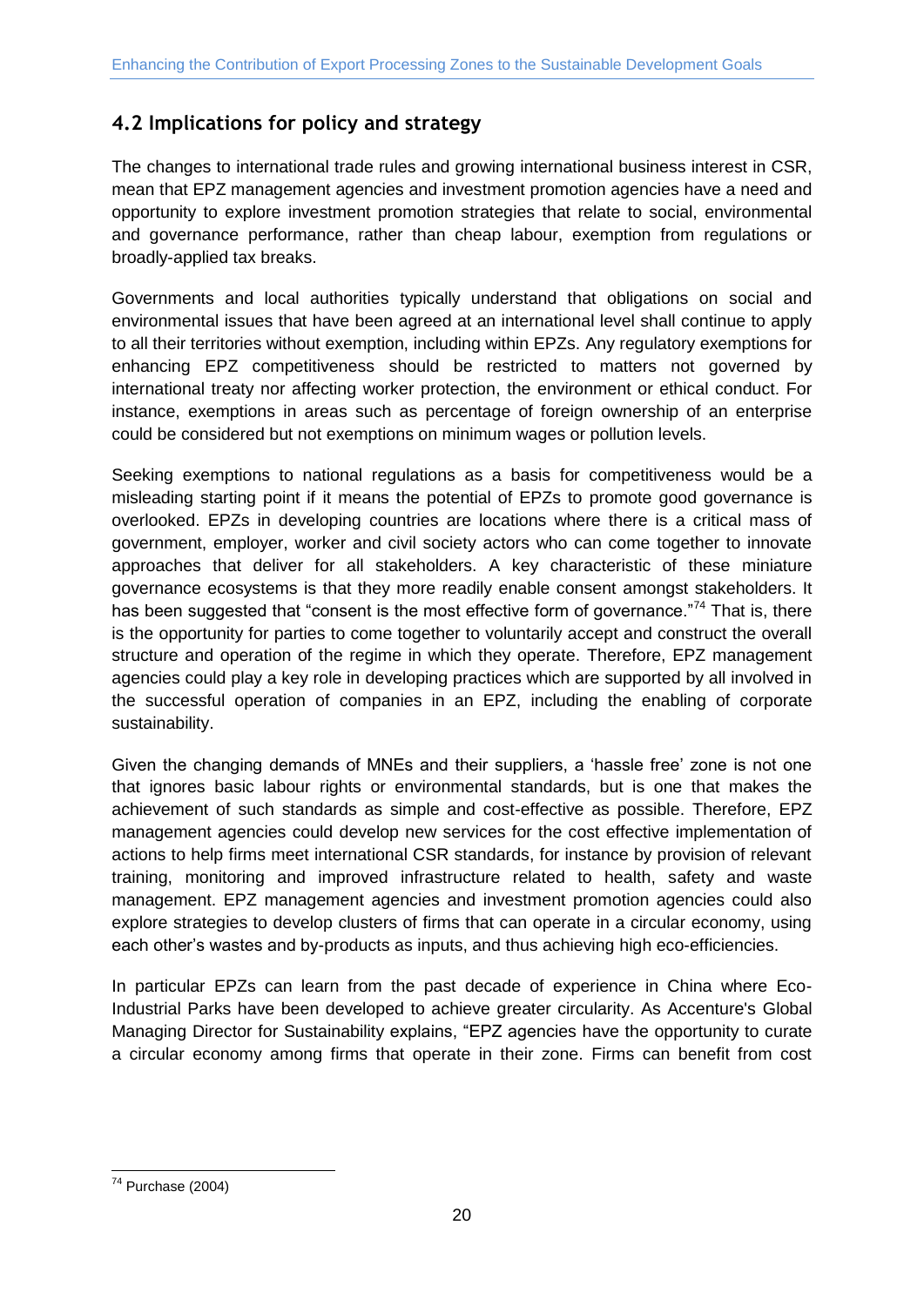## 4.2 Implications for policy and strategy

The changes to international trade rules and growing international business interest in CSR, mean that EPZ management agencies and investment promotion agencies have a need and opportunity to explore investment promotion strategies that relate to social, environmental and governance performance, rather than cheap labour, exemption from regulations or broadly-applied tax breaks.

Governments and local authorities typically understand that obligations on social and environmental issues that have been agreed at an international level shall continue to apply to all their territories without exemption, including within EPZs. Any regulatory exemptions for enhancing EPZ competitiveness should be restricted to matters not governed by international treaty nor affecting worker protection, the environment or ethical conduct. For instance, exemptions in areas such as percentage of foreign ownership of an enterprise could be considered but not exemptions on minimum wages or pollution levels.

Seeking exemptions to national regulations as a basis for competitiveness would be a misleading starting point if it means the potential of EPZs to promote good governance is overlooked. EPZs in developing countries are locations where there is a critical mass of government, employer, worker and civil society actors who can come together to innovate approaches that deliver for all stakeholders. A key characteristic of these miniature governance ecosystems is that they more readily enable consent amongst stakeholders. It has been suggested that "consent is the most effective form of governance."[74] That is, there is the opportunity for parties to come together to voluntarily accept and construct the overall structure and operation of the regime in which they operate. Therefore, EPZ management agencies could play a key role in developing practices which are supported by all involved in the successful operation of companies in an EPZ, including the enabling of corporate sustainability.

Given the changing demands of MNEs and their suppliers, a 'hassle free' zone is not one that ignores basic labour rights or environmental standards, but is one that makes the achievement of such standards as simple and cost-effective as possible. Therefore, EPZ management agencies could develop new services for the cost effective implementation of actions to help firms meet international CSR standards, for instance by provision of relevant training, monitoring and improved infrastructure related to health, safety and waste management. EPZ management agencies and investment promotion agencies could also explore strategies to develop clusters of firms that can operate in a circular economy, using each other's wastes and by-products as inputs, and thus achieving high eco-efficiencies.

In particular EPZs can learn from the past decade of experience in China where Eco-Industrial Parks have been developed to achieve greater circularity. As Accenture's Global Managing Director for Sustainability explains, "EPZ agencies have the opportunity to curate a circular economy among firms that operate in their zone. Firms can benefit from cost

[74] Purchase (2004)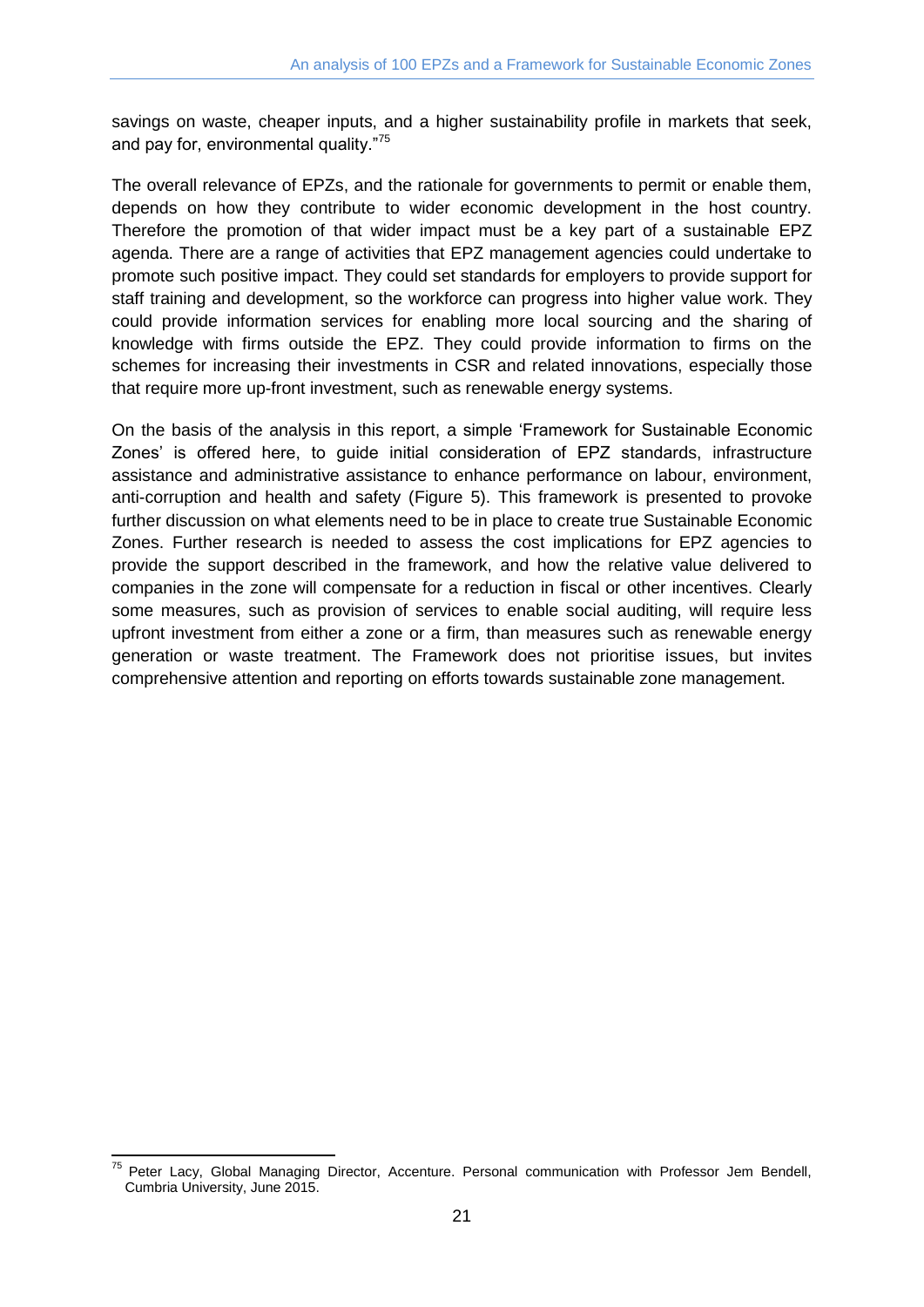savings on waste, cheaper inputs, and a higher sustainability profile in markets that seek, and pay for, environmental quality."[75]

The overall relevance of EPZs, and the rationale for governments to permit or enable them, depends on how they contribute to wider economic development in the host country. Therefore the promotion of that wider impact must be a key part of a sustainable EPZ agenda. There are a range of activities that EPZ management agencies could undertake to promote such positive impact. They could set standards for employers to provide support for staff training and development, so the workforce can progress into higher value work. They could provide information services for enabling more local sourcing and the sharing of knowledge with firms outside the EPZ. They could provide information to firms on the schemes for increasing their investments in CSR and related innovations, especially those that require more up-front investment, such as renewable energy systems.

On the basis of the analysis in this report, a simple 'Framework for Sustainable Economic Zones' is offered here, to guide initial consideration of EPZ standards, infrastructure assistance and administrative assistance to enhance performance on labour, environment, anti-corruption and health and safety (Figure 5). This framework is presented to provoke further discussion on what elements need to be in place to create true Sustainable Economic Zones. Further research is needed to assess the cost implications for EPZ agencies to provide the support described in the framework, and how the relative value delivered to companies in the zone will compensate for a reduction in fiscal or other incentives. Clearly some measures, such as provision of services to enable social auditing, will require less upfront investment from either a zone or a firm, than measures such as renewable energy generation or waste treatment. The Framework does not prioritise issues, but invites comprehensive attention and reporting on efforts towards sustainable zone management.

---

[75] Peter Lacy, Global Managing Director, Accenture. Personal communication with Professor Jem Bendell, Cumbria University, June 2015.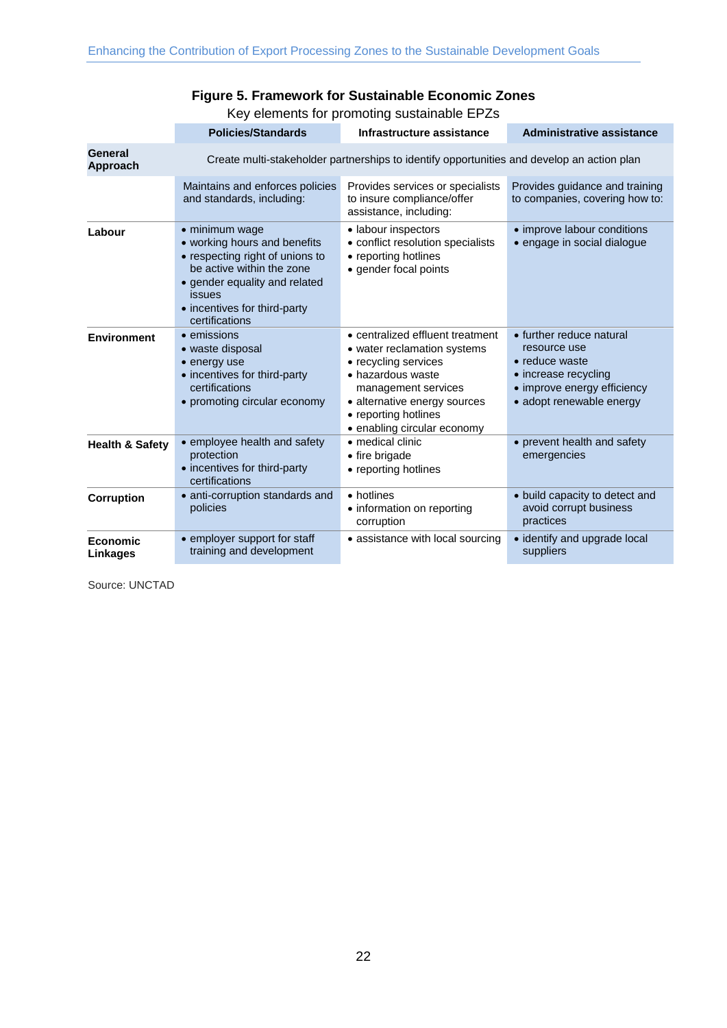**Figure 5. Framework for Sustainable Economic Zones**

Key elements for promoting sustainable EPZs

| | Policies/Standards | Infrastructure assistance | Administrative assistance |
|---|---|---|---|
| **General Approach** | Create multi-stakeholder partnerships to identify opportunities and develop an action plan | | |
| | Maintains and enforces policies and standards, including: | Provides services or specialists to insure compliance/offer assistance, including: | Provides guidance and training to companies, covering how to: |
| **Labour** | • minimum wage<br>• working hours and benefits<br>• respecting right of unions to be active within the zone<br>• gender equality and related issues<br>• incentives for third-party certifications | • labour inspectors<br>• conflict resolution specialists<br>• reporting hotlines<br>• gender focal points | • improve labour conditions<br>• engage in social dialogue |
| **Environment** | • emissions<br>• waste disposal<br>• energy use<br>• incentives for third-party certifications<br>• promoting circular economy | • centralized effluent treatment<br>• water reclamation systems<br>• recycling services<br>• hazardous waste management services<br>• alternative energy sources<br>• reporting hotlines<br>• enabling circular economy | • further reduce natural resource use<br>• reduce waste<br>• increase recycling<br>• improve energy efficiency<br>• adopt renewable energy |
| **Health & Safety** | • employee health and safety protection<br>• incentives for third-party certifications | • medical clinic<br>• fire brigade<br>• reporting hotlines | • prevent health and safety emergencies |
| **Corruption** | • anti-corruption standards and policies | • hotlines<br>• information on reporting corruption | • build capacity to detect and avoid corrupt business practices |
| **Economic Linkages** | • employer support for staff training and development | • assistance with local sourcing | • identify and upgrade local suppliers |

Source: UNCTAD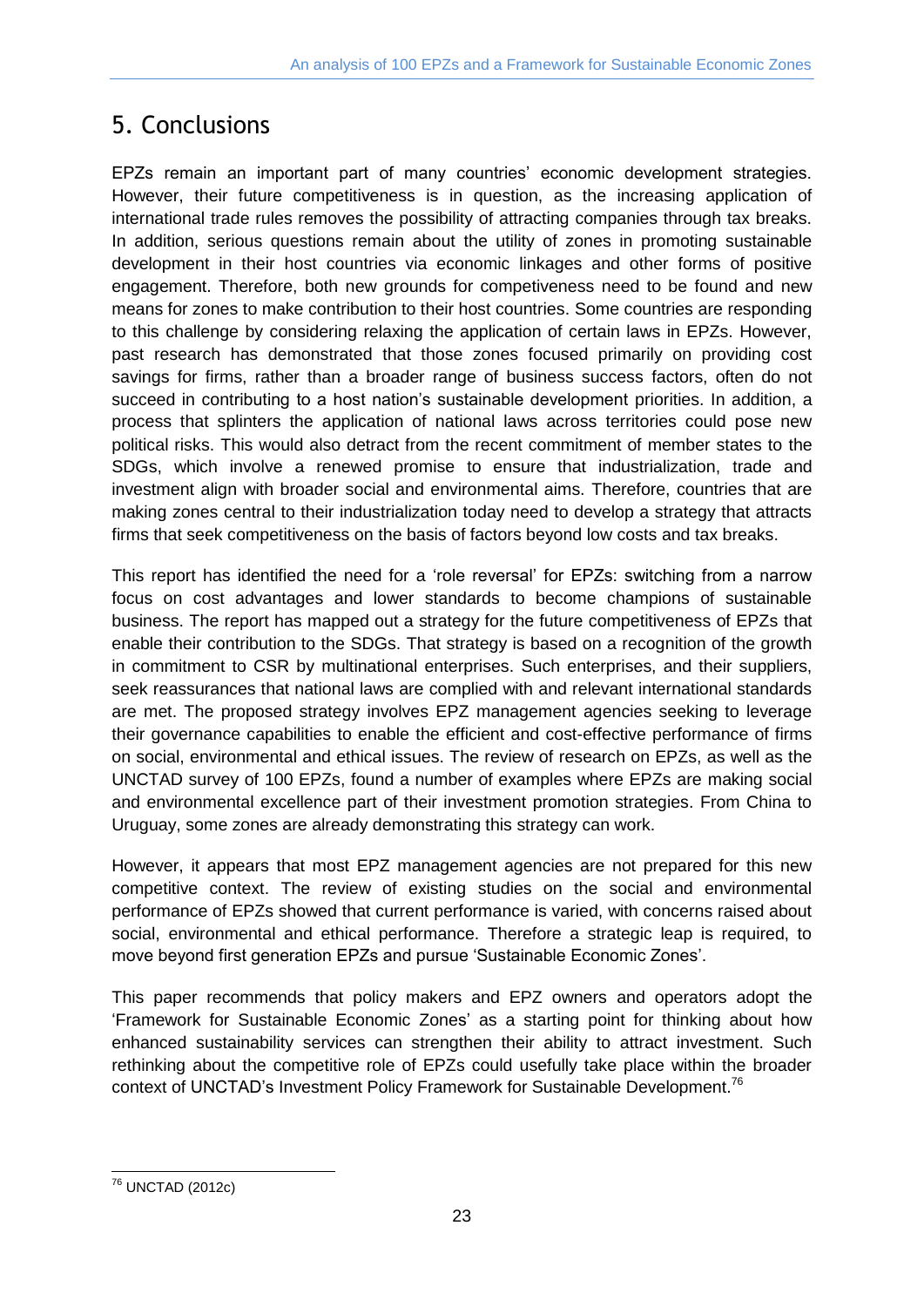## 5. Conclusions

EPZs remain an important part of many countries' economic development strategies. However, their future competitiveness is in question, as the increasing application of international trade rules removes the possibility of attracting companies through tax breaks. In addition, serious questions remain about the utility of zones in promoting sustainable development in their host countries via economic linkages and other forms of positive engagement. Therefore, both new grounds for competiveness need to be found and new means for zones to make contribution to their host countries. Some countries are responding to this challenge by considering relaxing the application of certain laws in EPZs. However, past research has demonstrated that those zones focused primarily on providing cost savings for firms, rather than a broader range of business success factors, often do not succeed in contributing to a host nation's sustainable development priorities. In addition, a process that splinters the application of national laws across territories could pose new political risks. This would also detract from the recent commitment of member states to the SDGs, which involve a renewed promise to ensure that industrialization, trade and investment align with broader social and environmental aims. Therefore, countries that are making zones central to their industrialization today need to develop a strategy that attracts firms that seek competitiveness on the basis of factors beyond low costs and tax breaks.

This report has identified the need for a 'role reversal' for EPZs: switching from a narrow focus on cost advantages and lower standards to become champions of sustainable business. The report has mapped out a strategy for the future competitiveness of EPZs that enable their contribution to the SDGs. That strategy is based on a recognition of the growth in commitment to CSR by multinational enterprises. Such enterprises, and their suppliers, seek reassurances that national laws are complied with and relevant international standards are met. The proposed strategy involves EPZ management agencies seeking to leverage their governance capabilities to enable the efficient and cost-effective performance of firms on social, environmental and ethical issues. The review of research on EPZs, as well as the UNCTAD survey of 100 EPZs, found a number of examples where EPZs are making social and environmental excellence part of their investment promotion strategies. From China to Uruguay, some zones are already demonstrating this strategy can work.

However, it appears that most EPZ management agencies are not prepared for this new competitive context. The review of existing studies on the social and environmental performance of EPZs showed that current performance is varied, with concerns raised about social, environmental and ethical performance. Therefore a strategic leap is required, to move beyond first generation EPZs and pursue 'Sustainable Economic Zones'.

This paper recommends that policy makers and EPZ owners and operators adopt the 'Framework for Sustainable Economic Zones' as a starting point for thinking about how enhanced sustainability services can strengthen their ability to attract investment. Such rethinking about the competitive role of EPZs could usefully take place within the broader context of UNCTAD's Investment Policy Framework for Sustainable Development.[76]

[76] UNCTAD (2012c)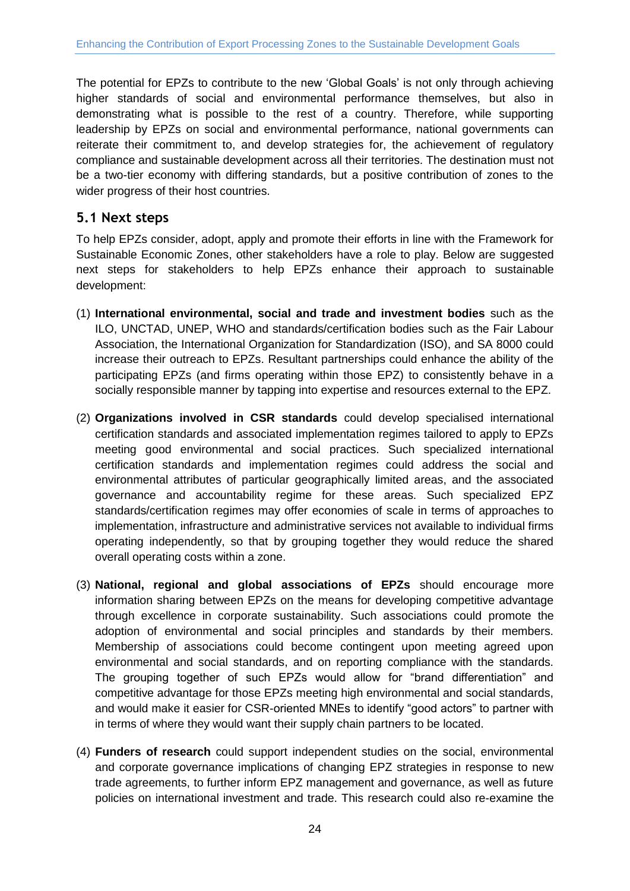The potential for EPZs to contribute to the new 'Global Goals' is not only through achieving higher standards of social and environmental performance themselves, but also in demonstrating what is possible to the rest of a country. Therefore, while supporting leadership by EPZs on social and environmental performance, national governments can reiterate their commitment to, and develop strategies for, the achievement of regulatory compliance and sustainable development across all their territories. The destination must not be a two-tier economy with differing standards, but a positive contribution of zones to the wider progress of their host countries.

## 5.1 Next steps

To help EPZs consider, adopt, apply and promote their efforts in line with the Framework for Sustainable Economic Zones, other stakeholders have a role to play. Below are suggested next steps for stakeholders to help EPZs enhance their approach to sustainable development:

(1) **International environmental, social and trade and investment bodies** such as the ILO, UNCTAD, UNEP, WHO and standards/certification bodies such as the Fair Labour Association, the International Organization for Standardization (ISO), and SA 8000 could increase their outreach to EPZs. Resultant partnerships could enhance the ability of the participating EPZs (and firms operating within those EPZ) to consistently behave in a socially responsible manner by tapping into expertise and resources external to the EPZ.

(2) **Organizations involved in CSR standards** could develop specialised international certification standards and associated implementation regimes tailored to apply to EPZs meeting good environmental and social practices. Such specialized international certification standards and implementation regimes could address the social and environmental attributes of particular geographically limited areas, and the associated governance and accountability regime for these areas. Such specialized EPZ standards/certification regimes may offer economies of scale in terms of approaches to implementation, infrastructure and administrative services not available to individual firms operating independently, so that by grouping together they would reduce the shared overall operating costs within a zone.

(3) **National, regional and global associations of EPZs** should encourage more information sharing between EPZs on the means for developing competitive advantage through excellence in corporate sustainability. Such associations could promote the adoption of environmental and social principles and standards by their members. Membership of associations could become contingent upon meeting agreed upon environmental and social standards, and on reporting compliance with the standards. The grouping together of such EPZs would allow for "brand differentiation" and competitive advantage for those EPZs meeting high environmental and social standards, and would make it easier for CSR-oriented MNEs to identify "good actors" to partner with in terms of where they would want their supply chain partners to be located.

(4) **Funders of research** could support independent studies on the social, environmental and corporate governance implications of changing EPZ strategies in response to new trade agreements, to further inform EPZ management and governance, as well as future policies on international investment and trade. This research could also re-examine the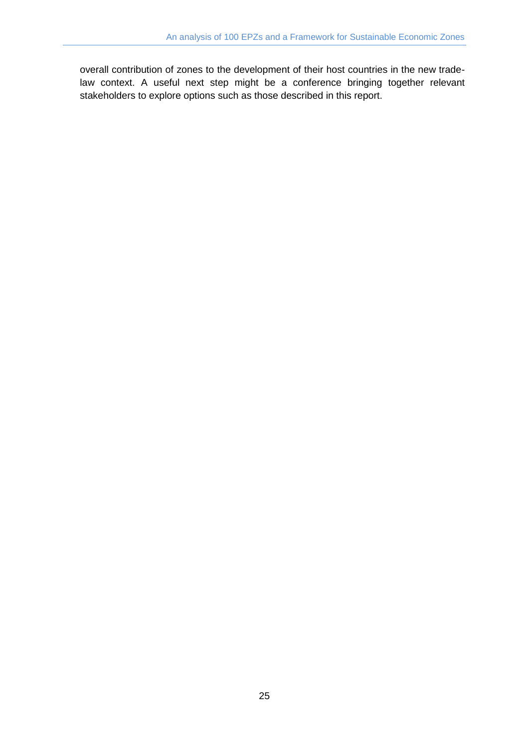overall contribution of zones to the development of their host countries in the new trade-law context. A useful next step might be a conference bringing together relevant stakeholders to explore options such as those described in this report.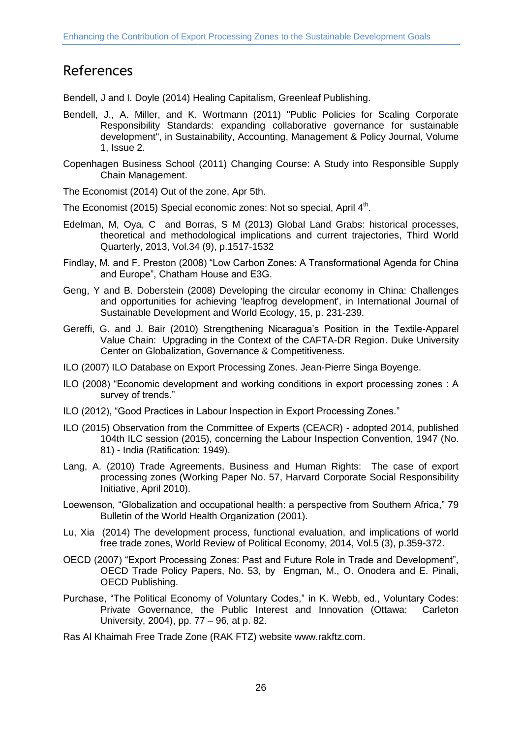# References

Bendell, J and I. Doyle (2014) Healing Capitalism, Greenleaf Publishing.

Bendell, J., A. Miller, and K. Wortmann (2011) "Public Policies for Scaling Corporate Responsibility Standards: expanding collaborative governance for sustainable development", in Sustainability, Accounting, Management & Policy Journal, Volume 1, Issue 2.

Copenhagen Business School (2011) Changing Course: A Study into Responsible Supply Chain Management.

The Economist (2014) Out of the zone, Apr 5th.

The Economist (2015) Special economic zones: Not so special, April 4th.

Edelman, M, Oya, C and Borras, S M (2013) Global Land Grabs: historical processes, theoretical and methodological implications and current trajectories, Third World Quarterly, 2013, Vol.34 (9), p.1517-1532

Findlay, M. and F. Preston (2008) "Low Carbon Zones: A Transformational Agenda for China and Europe", Chatham House and E3G.

Geng, Y and B. Doberstein (2008) Developing the circular economy in China: Challenges and opportunities for achieving 'leapfrog development', in International Journal of Sustainable Development and World Ecology, 15, p. 231-239.

Gereffi, G. and J. Bair (2010) Strengthening Nicaragua's Position in the Textile-Apparel Value Chain: Upgrading in the Context of the CAFTA-DR Region. Duke University Center on Globalization, Governance & Competitiveness.

ILO (2007) ILO Database on Export Processing Zones. Jean-Pierre Singa Boyenge.

ILO (2008) "Economic development and working conditions in export processing zones : A survey of trends."

ILO (2012), "Good Practices in Labour Inspection in Export Processing Zones."

ILO (2015) Observation from the Committee of Experts (CEACR) - adopted 2014, published 104th ILC session (2015), concerning the Labour Inspection Convention, 1947 (No. 81) - India (Ratification: 1949).

Lang, A. (2010) Trade Agreements, Business and Human Rights: The case of export processing zones (Working Paper No. 57, Harvard Corporate Social Responsibility Initiative, April 2010).

Loewenson, "Globalization and occupational health: a perspective from Southern Africa," 79 Bulletin of the World Health Organization (2001).

Lu, Xia (2014) The development process, functional evaluation, and implications of world free trade zones, World Review of Political Economy, 2014, Vol.5 (3), p.359-372.

OECD (2007) "Export Processing Zones: Past and Future Role in Trade and Development", OECD Trade Policy Papers, No. 53, by Engman, M., O. Onodera and E. Pinali, OECD Publishing.

Purchase, "The Political Economy of Voluntary Codes," in K. Webb, ed., Voluntary Codes: Private Governance, the Public Interest and Innovation (Ottawa: Carleton University, 2004), pp. 77 – 96, at p. 82.

Ras Al Khaimah Free Trade Zone (RAK FTZ) website www.rakftz.com.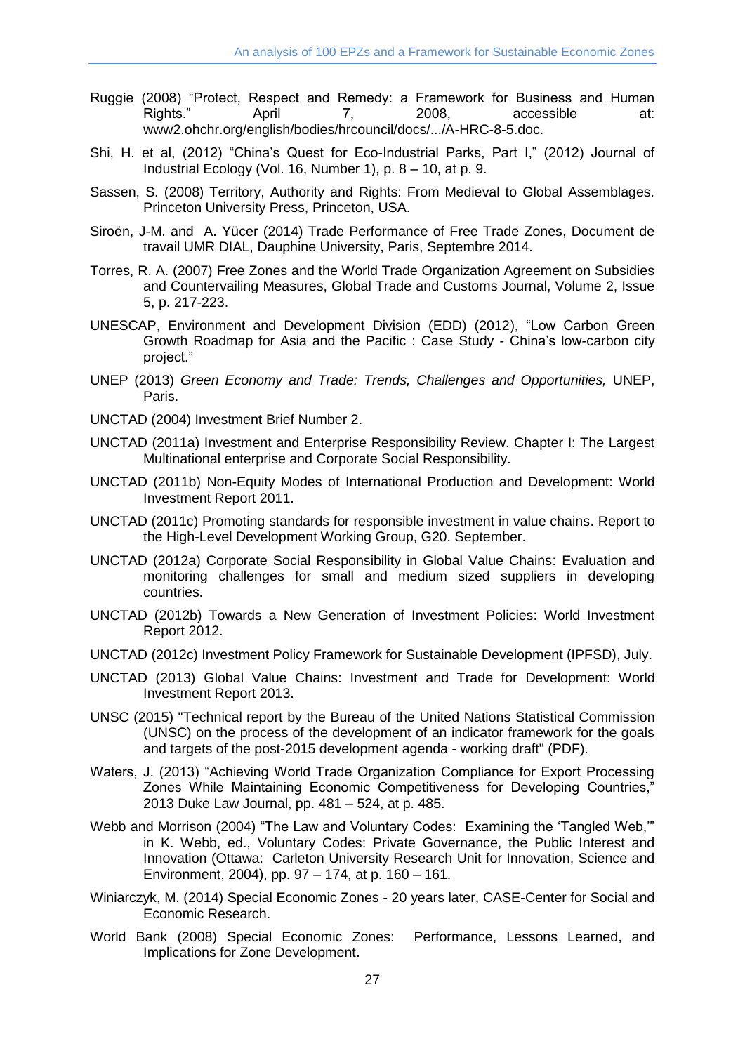Ruggie (2008) "Protect, Respect and Remedy: a Framework for Business and Human Rights." April 7, 2008, accessible at: www2.ohchr.org/english/bodies/hrcouncil/docs/.../A-HRC-8-5.doc.

Shi, H. et al, (2012) "China's Quest for Eco-Industrial Parks, Part I," (2012) Journal of Industrial Ecology (Vol. 16, Number 1), p. 8 – 10, at p. 9.

Sassen, S. (2008) Territory, Authority and Rights: From Medieval to Global Assemblages. Princeton University Press, Princeton, USA.

Siroën, J-M. and A. Yücer (2014) Trade Performance of Free Trade Zones, Document de travail UMR DIAL, Dauphine University, Paris, Septembre 2014.

Torres, R. A. (2007) Free Zones and the World Trade Organization Agreement on Subsidies and Countervailing Measures, Global Trade and Customs Journal, Volume 2, Issue 5, p. 217-223.

UNESCAP, Environment and Development Division (EDD) (2012), "Low Carbon Green Growth Roadmap for Asia and the Pacific : Case Study - China's low-carbon city project."

UNEP (2013) *Green Economy and Trade: Trends, Challenges and Opportunities,* UNEP, Paris.

UNCTAD (2004) Investment Brief Number 2.

UNCTAD (2011a) Investment and Enterprise Responsibility Review. Chapter I: The Largest Multinational enterprise and Corporate Social Responsibility.

UNCTAD (2011b) Non-Equity Modes of International Production and Development: World Investment Report 2011.

UNCTAD (2011c) Promoting standards for responsible investment in value chains. Report to the High-Level Development Working Group, G20. September.

UNCTAD (2012a) Corporate Social Responsibility in Global Value Chains: Evaluation and monitoring challenges for small and medium sized suppliers in developing countries.

UNCTAD (2012b) Towards a New Generation of Investment Policies: World Investment Report 2012.

UNCTAD (2012c) Investment Policy Framework for Sustainable Development (IPFSD), July.

UNCTAD (2013) Global Value Chains: Investment and Trade for Development: World Investment Report 2013.

UNSC (2015) "Technical report by the Bureau of the United Nations Statistical Commission (UNSC) on the process of the development of an indicator framework for the goals and targets of the post-2015 development agenda - working draft" (PDF).

Waters, J. (2013) "Achieving World Trade Organization Compliance for Export Processing Zones While Maintaining Economic Competitiveness for Developing Countries," 2013 Duke Law Journal, pp. 481 – 524, at p. 485.

Webb and Morrison (2004) "The Law and Voluntary Codes: Examining the 'Tangled Web,'" in K. Webb, ed., Voluntary Codes: Private Governance, the Public Interest and Innovation (Ottawa: Carleton University Research Unit for Innovation, Science and Environment, 2004), pp. 97 – 174, at p. 160 – 161.

Winiarczyk, M. (2014) Special Economic Zones - 20 years later, CASE-Center for Social and Economic Research.

World Bank (2008) Special Economic Zones: Performance, Lessons Learned, and Implications for Zone Development.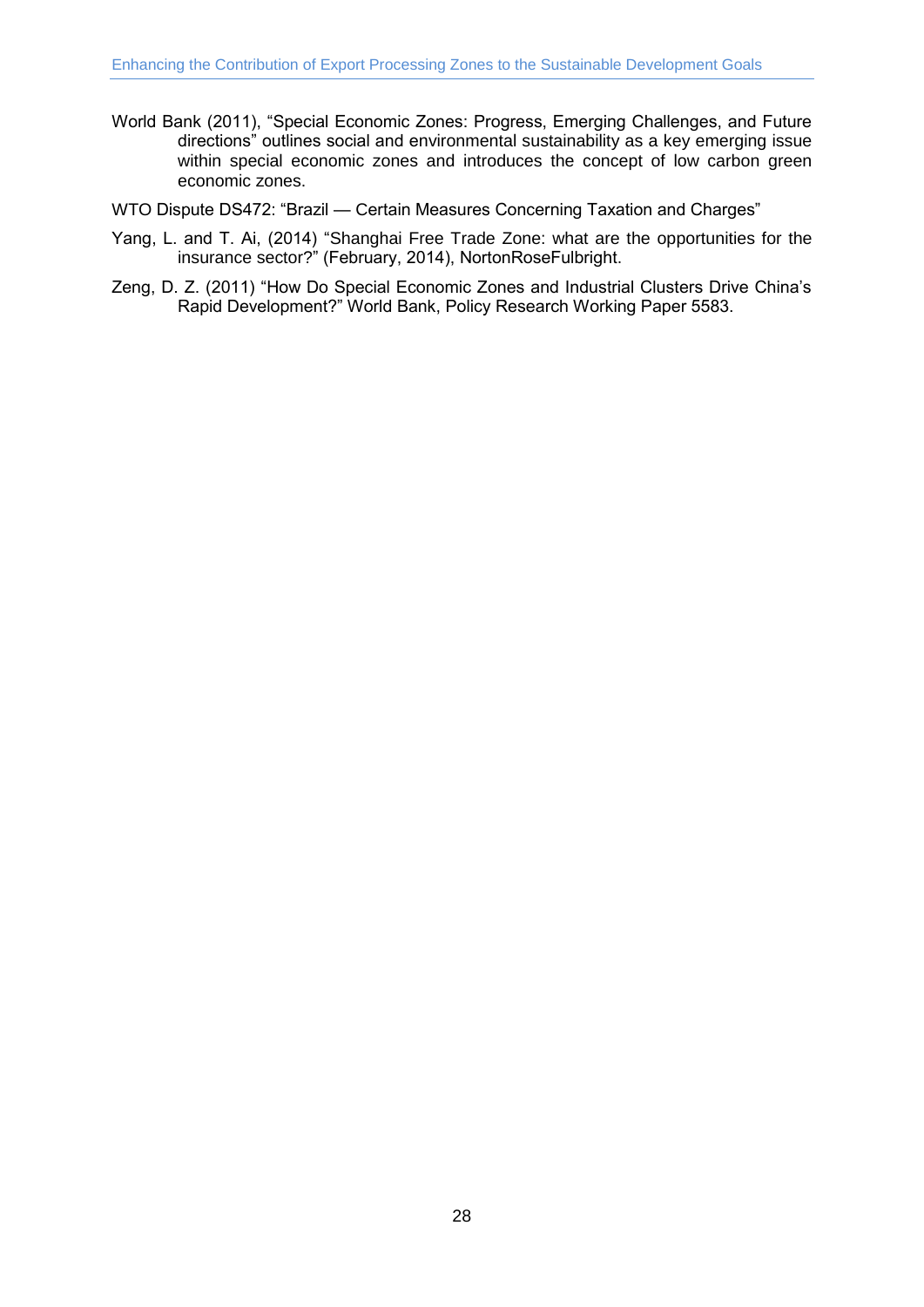World Bank (2011), "Special Economic Zones: Progress, Emerging Challenges, and Future directions" outlines social and environmental sustainability as a key emerging issue within special economic zones and introduces the concept of low carbon green economic zones.

WTO Dispute DS472: "Brazil — Certain Measures Concerning Taxation and Charges"

Yang, L. and T. Ai, (2014) "Shanghai Free Trade Zone: what are the opportunities for the insurance sector?" (February, 2014), NortonRoseFulbright.

Zeng, D. Z. (2011) "How Do Special Economic Zones and Industrial Clusters Drive China's Rapid Development?" World Bank, Policy Research Working Paper 5583.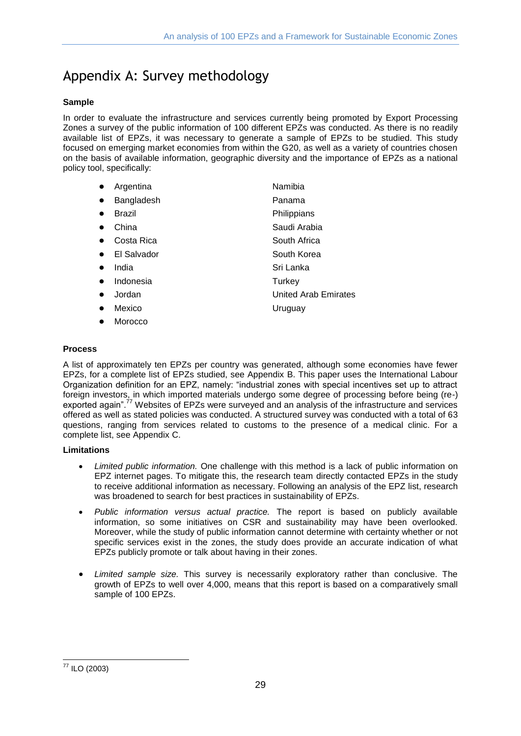# Appendix A: Survey methodology

**Sample**

In order to evaluate the infrastructure and services currently being promoted by Export Processing Zones a survey of the public information of 100 different EPZs was conducted. As there is no readily available list of EPZs, it was necessary to generate a sample of EPZs to be studied. This study focused on emerging market economies from within the G20, as well as a variety of countries chosen on the basis of available information, geographic diversity and the importance of EPZs as a national policy tool, specifically:

- Argentina
- Bangladesh
- Brazil
- China
- Costa Rica
- El Salvador
- India
- Indonesia
- Jordan
- Mexico
- Morocco
- Namibia
- Panama
- Philippians
- Saudi Arabia
- South Africa
- South Korea
- Sri Lanka
- Turkey
- United Arab Emirates
- Uruguay

**Process**

A list of approximately ten EPZs per country was generated, although some economies have fewer EPZs, for a complete list of EPZs studied, see Appendix B. This paper uses the International Labour Organization definition for an EPZ, namely: "industrial zones with special incentives set up to attract foreign investors, in which imported materials undergo some degree of processing before being (re-) exported again".[77] Websites of EPZs were surveyed and an analysis of the infrastructure and services offered as well as stated policies was conducted. A structured survey was conducted with a total of 63 questions, ranging from services related to customs to the presence of a medical clinic. For a complete list, see Appendix C.

**Limitations**

- *Limited public information.* One challenge with this method is a lack of public information on EPZ internet pages. To mitigate this, the research team directly contacted EPZs in the study to receive additional information as necessary. Following an analysis of the EPZ list, research was broadened to search for best practices in sustainability of EPZs.
- *Public information versus actual practice.* The report is based on publicly available information, so some initiatives on CSR and sustainability may have been overlooked. Moreover, while the study of public information cannot determine with certainty whether or not specific services exist in the zones, the study does provide an accurate indication of what EPZs publicly promote or talk about having in their zones.
- *Limited sample size.* This survey is necessarily exploratory rather than conclusive. The growth of EPZs to well over 4,000, means that this report is based on a comparatively small sample of 100 EPZs.

[77] ILO (2003)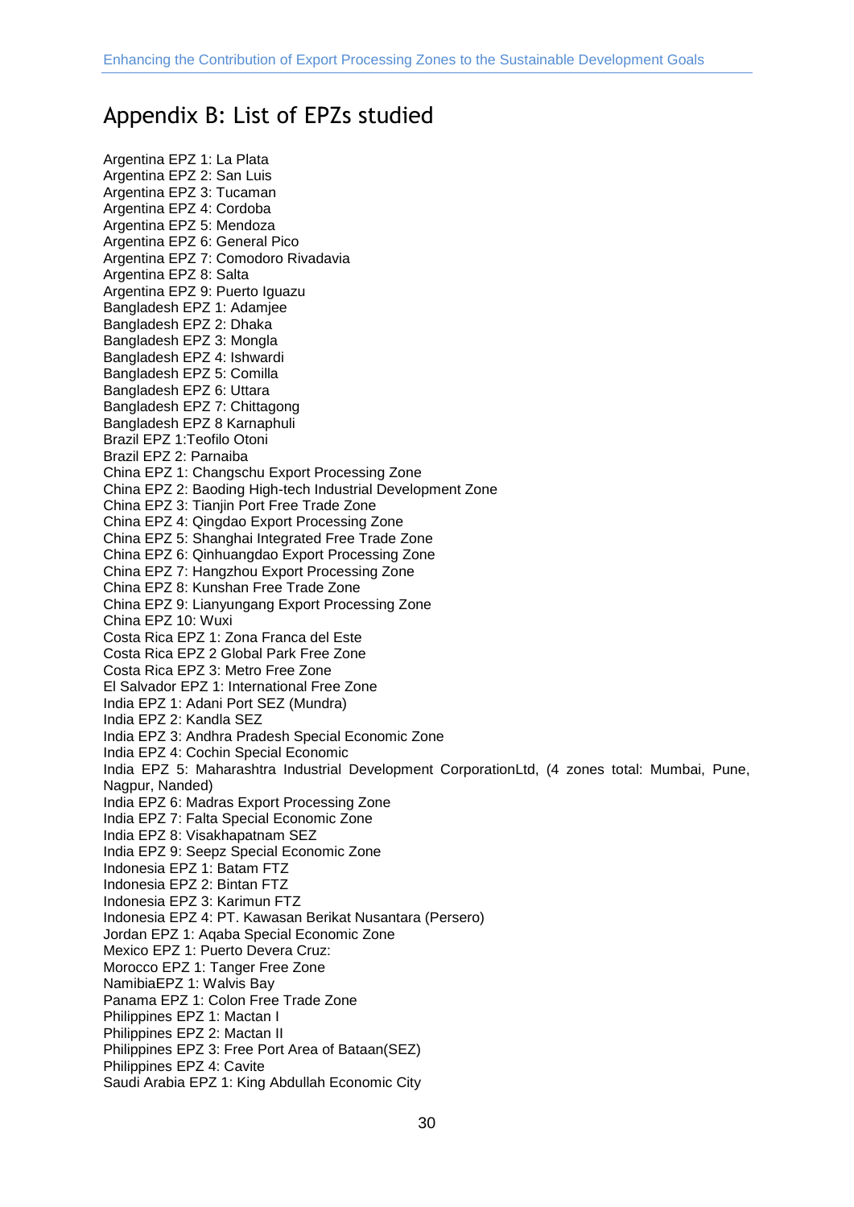# Appendix B: List of EPZs studied

Argentina EPZ 1: La Plata
Argentina EPZ 2: San Luis
Argentina EPZ 3: Tucaman
Argentina EPZ 4: Cordoba
Argentina EPZ 5: Mendoza
Argentina EPZ 6: General Pico
Argentina EPZ 7: Comodoro Rivadavia
Argentina EPZ 8: Salta
Argentina EPZ 9: Puerto Iguazu
Bangladesh EPZ 1: Adamjee
Bangladesh EPZ 2: Dhaka
Bangladesh EPZ 3: Mongla
Bangladesh EPZ 4: Ishwardi
Bangladesh EPZ 5: Comilla
Bangladesh EPZ 6: Uttara
Bangladesh EPZ 7: Chittagong
Bangladesh EPZ 8 Karnaphuli
Brazil EPZ 1:Teofilo Otoni
Brazil EPZ 2: Parnaiba
China EPZ 1: Changschu Export Processing Zone
China EPZ 2: Baoding High-tech Industrial Development Zone
China EPZ 3: Tianjin Port Free Trade Zone
China EPZ 4: Qingdao Export Processing Zone
China EPZ 5: Shanghai Integrated Free Trade Zone
China EPZ 6: Qinhuangdao Export Processing Zone
China EPZ 7: Hangzhou Export Processing Zone
China EPZ 8: Kunshan Free Trade Zone
China EPZ 9: Lianyungang Export Processing Zone
China EPZ 10: Wuxi
Costa Rica EPZ 1: Zona Franca del Este
Costa Rica EPZ 2 Global Park Free Zone
Costa Rica EPZ 3: Metro Free Zone
El Salvador EPZ 1: International Free Zone
India EPZ 1: Adani Port SEZ (Mundra)
India EPZ 2: Kandla SEZ
India EPZ 3: Andhra Pradesh Special Economic Zone
India EPZ 4: Cochin Special Economic
India EPZ 5: Maharashtra Industrial Development CorporationLtd, (4 zones total: Mumbai, Pune, Nagpur, Nanded)
India EPZ 6: Madras Export Processing Zone
India EPZ 7: Falta Special Economic Zone
India EPZ 8: Visakhapatnam SEZ
India EPZ 9: Seepz Special Economic Zone
Indonesia EPZ 1: Batam FTZ
Indonesia EPZ 2: Bintan FTZ
Indonesia EPZ 3: Karimun FTZ
Indonesia EPZ 4: PT. Kawasan Berikat Nusantara (Persero)
Jordan EPZ 1: Aqaba Special Economic Zone
Mexico EPZ 1: Puerto Devera Cruz:
Morocco EPZ 1: Tanger Free Zone
NamibiaEPZ 1: Walvis Bay
Panama EPZ 1: Colon Free Trade Zone
Philippines EPZ 1: Mactan I
Philippines EPZ 2: Mactan II
Philippines EPZ 3: Free Port Area of Bataan(SEZ)
Philippines EPZ 4: Cavite
Saudi Arabia EPZ 1: King Abdullah Economic City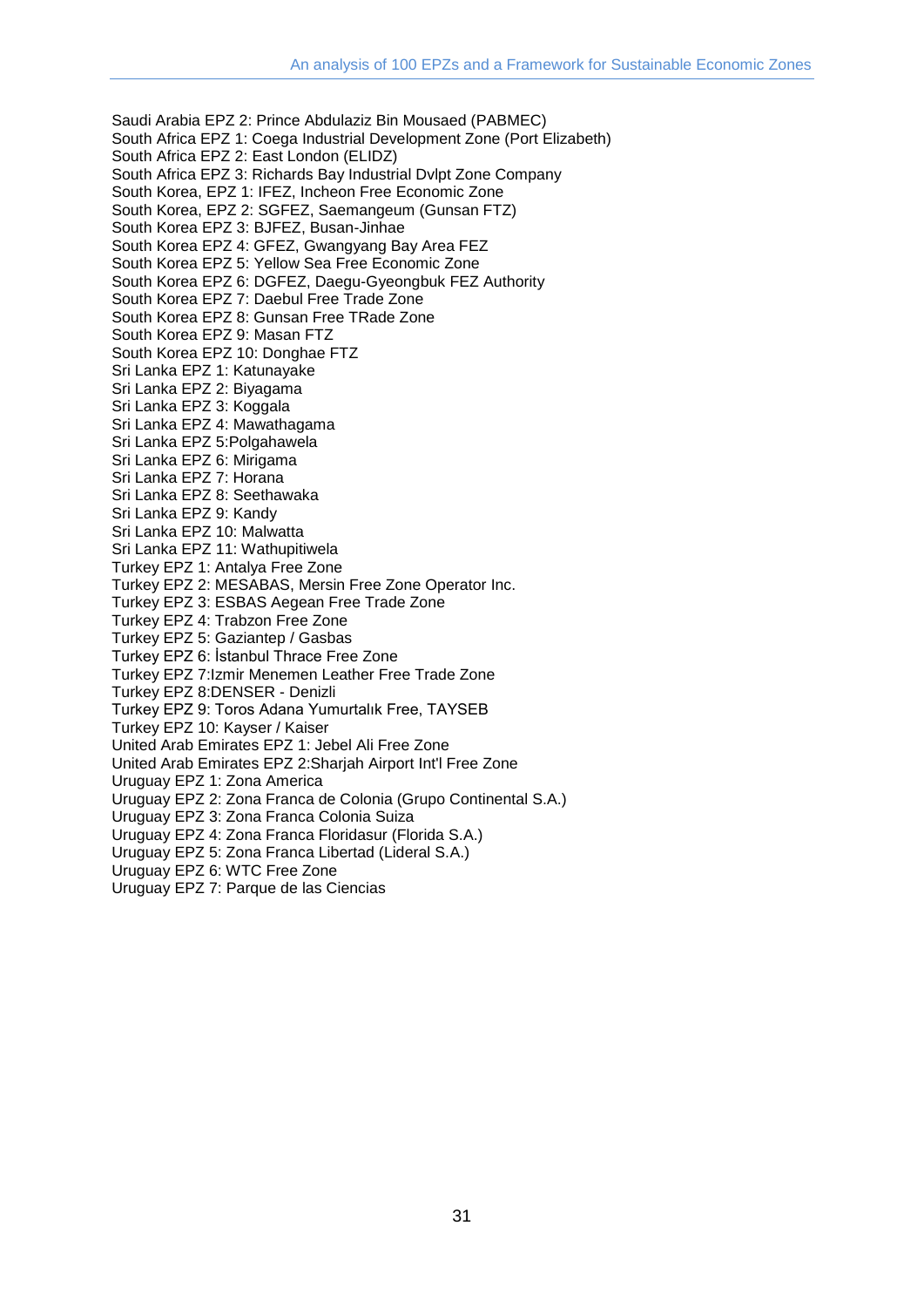Saudi Arabia EPZ 2: Prince Abdulaziz Bin Mousaed (PABMEC)
South Africa EPZ 1: Coega Industrial Development Zone (Port Elizabeth)
South Africa EPZ 2: East London (ELIDZ)
South Africa EPZ 3: Richards Bay Industrial Dvlpt Zone Company
South Korea, EPZ 1: IFEZ, Incheon Free Economic Zone
South Korea, EPZ 2: SGFEZ, Saemangeum (Gunsan FTZ)
South Korea EPZ 3: BJFEZ, Busan-Jinhae
South Korea EPZ 4: GFEZ, Gwangyang Bay Area FEZ
South Korea EPZ 5: Yellow Sea Free Economic Zone
South Korea EPZ 6: DGFEZ, Daegu-Gyeongbuk FEZ Authority
South Korea EPZ 7: Daebul Free Trade Zone
South Korea EPZ 8: Gunsan Free TRade Zone
South Korea EPZ 9: Masan FTZ
South Korea EPZ 10: Donghae FTZ
Sri Lanka EPZ 1: Katunayake
Sri Lanka EPZ 2: Biyagama
Sri Lanka EPZ 3: Koggala
Sri Lanka EPZ 4: Mawathagama
Sri Lanka EPZ 5:Polgahawela
Sri Lanka EPZ 6: Mirigama
Sri Lanka EPZ 7: Horana
Sri Lanka EPZ 8: Seethawaka
Sri Lanka EPZ 9: Kandy
Sri Lanka EPZ 10: Malwatta
Sri Lanka EPZ 11: Wathupitiwela
Turkey EPZ 1: Antalya Free Zone
Turkey EPZ 2: MESABAS, Mersin Free Zone Operator Inc.
Turkey EPZ 3: ESBAS Aegean Free Trade Zone
Turkey EPZ 4: Trabzon Free Zone
Turkey EPZ 5: Gaziantep / Gasbas
Turkey EPZ 6: İstanbul Thrace Free Zone
Turkey EPZ 7:Izmir Menemen Leather Free Trade Zone
Turkey EPZ 8:DENSER - Denizli
Turkey EPZ 9: Toros Adana Yumurtalık Free, TAYSEB
Turkey EPZ 10: Kayser / Kaiser
United Arab Emirates EPZ 1: Jebel Ali Free Zone
United Arab Emirates EPZ 2:Sharjah Airport Int'l Free Zone
Uruguay EPZ 1: Zona America
Uruguay EPZ 2: Zona Franca de Colonia (Grupo Continental S.A.)
Uruguay EPZ 3: Zona Franca Colonia Suiza
Uruguay EPZ 4: Zona Franca Floridasur (Florida S.A.)
Uruguay EPZ 5: Zona Franca Libertad (Lideral S.A.)
Uruguay EPZ 6: WTC Free Zone
Uruguay EPZ 7: Parque de las Ciencias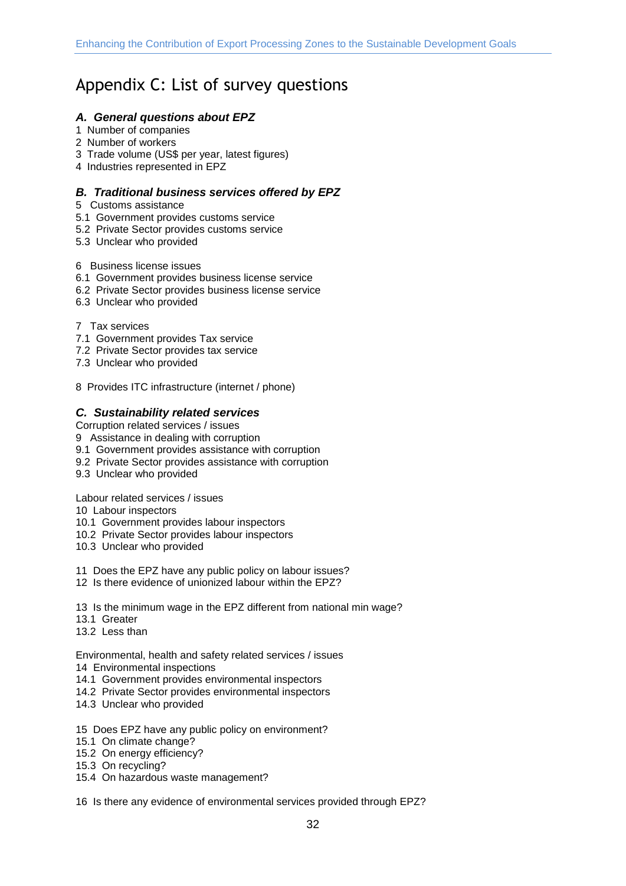# Appendix C: List of survey questions

### *A. General questions about EPZ*

1 Number of companies
2 Number of workers
3 Trade volume (US$ per year, latest figures)
4 Industries represented in EPZ

### *B. Traditional business services offered by EPZ*

5 Customs assistance
5.1 Government provides customs service
5.2 Private Sector provides customs service
5.3 Unclear who provided

6 Business license issues
6.1 Government provides business license service
6.2 Private Sector provides business license service
6.3 Unclear who provided

7 Tax services
7.1 Government provides Tax service
7.2 Private Sector provides tax service
7.3 Unclear who provided

8 Provides ITC infrastructure (internet / phone)

### *C. Sustainability related services*

Corruption related services / issues
9 Assistance in dealing with corruption
9.1 Government provides assistance with corruption
9.2 Private Sector provides assistance with corruption
9.3 Unclear who provided

Labour related services / issues
10 Labour inspectors
10.1 Government provides labour inspectors
10.2 Private Sector provides labour inspectors
10.3 Unclear who provided

11 Does the EPZ have any public policy on labour issues?
12 Is there evidence of unionized labour within the EPZ?

13 Is the minimum wage in the EPZ different from national min wage?
13.1 Greater
13.2 Less than

Environmental, health and safety related services / issues
14 Environmental inspections
14.1 Government provides environmental inspectors
14.2 Private Sector provides environmental inspectors
14.3 Unclear who provided

15 Does EPZ have any public policy on environment?
15.1 On climate change?
15.2 On energy efficiency?
15.3 On recycling?
15.4 On hazardous waste management?

16 Is there any evidence of environmental services provided through EPZ?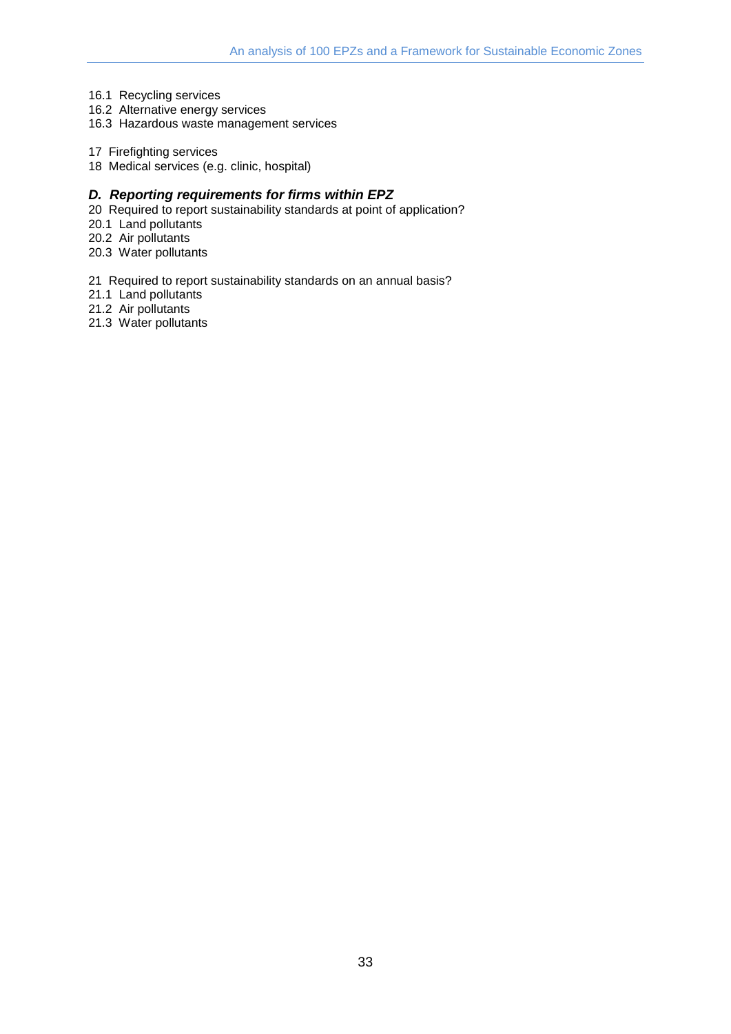16.1 Recycling services
16.2 Alternative energy services
16.3 Hazardous waste management services

17 Firefighting services
18 Medical services (e.g. clinic, hospital)

### *D. Reporting requirements for firms within EPZ*

20 Required to report sustainability standards at point of application?
20.1 Land pollutants
20.2 Air pollutants
20.3 Water pollutants

21 Required to report sustainability standards on an annual basis?
21.1 Land pollutants
21.2 Air pollutants
21.3 Water pollutants